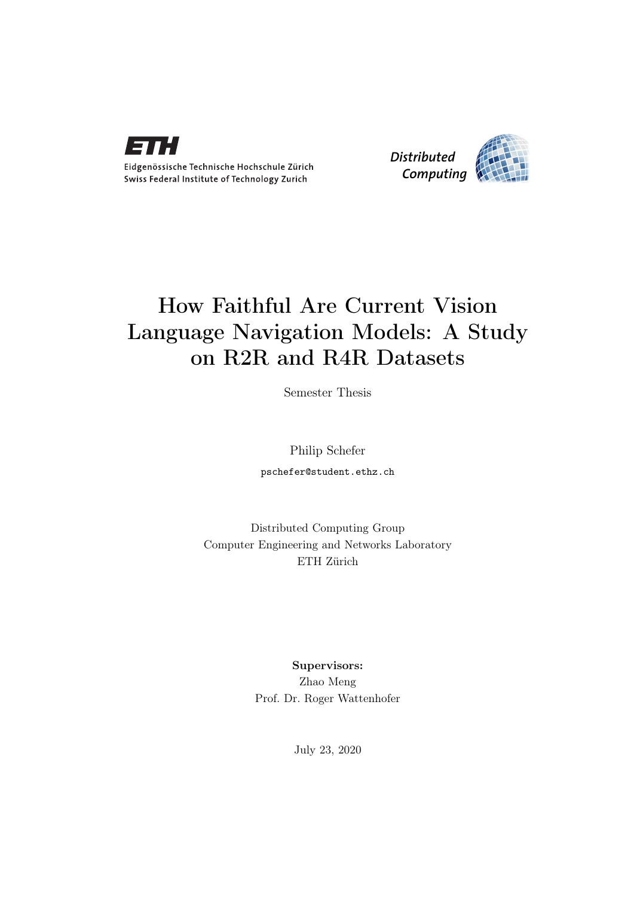Eidgenössische Technische Hochschule Zürich
Swiss Federal Institute of Technology Zurich

Distributed Computing

# How Faithful Are Current Vision Language Navigation Models: A Study on R2R and R4R Datasets

Semester Thesis

Philip Schefer

pschefer@student.ethz.ch

Distributed Computing Group
Computer Engineering and Networks Laboratory
ETH Zürich

**Supervisors:**
Zhao Meng
Prof. Dr. Roger Wattenhofer

July 23, 2020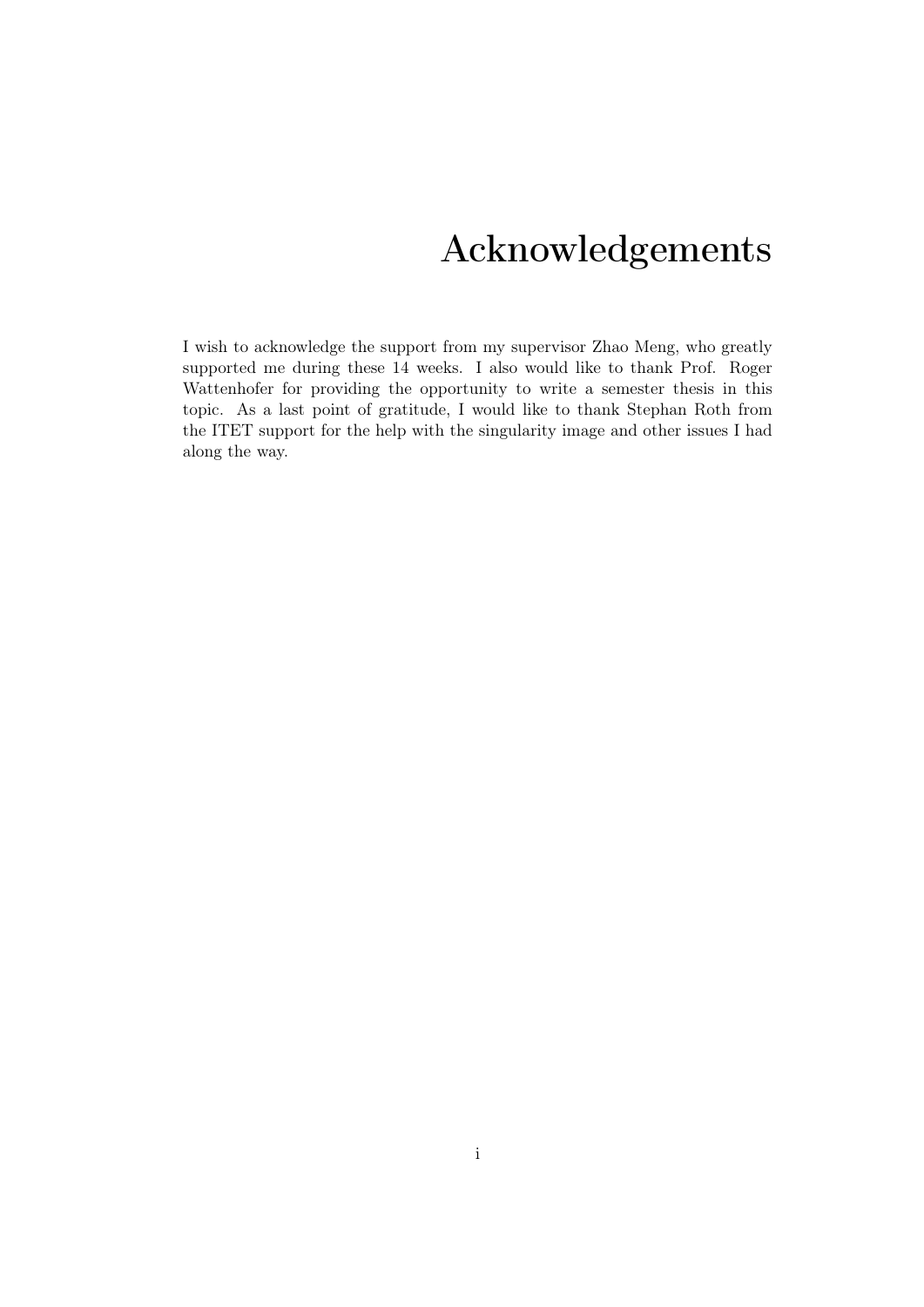# Acknowledgements

I wish to acknowledge the support from my supervisor Zhao Meng, who greatly supported me during these 14 weeks. I also would like to thank Prof. Roger Wattenhofer for providing the opportunity to write a semester thesis in this topic. As a last point of gratitude, I would like to thank Stephan Roth from the ITET support for the help with the singularity image and other issues I had along the way.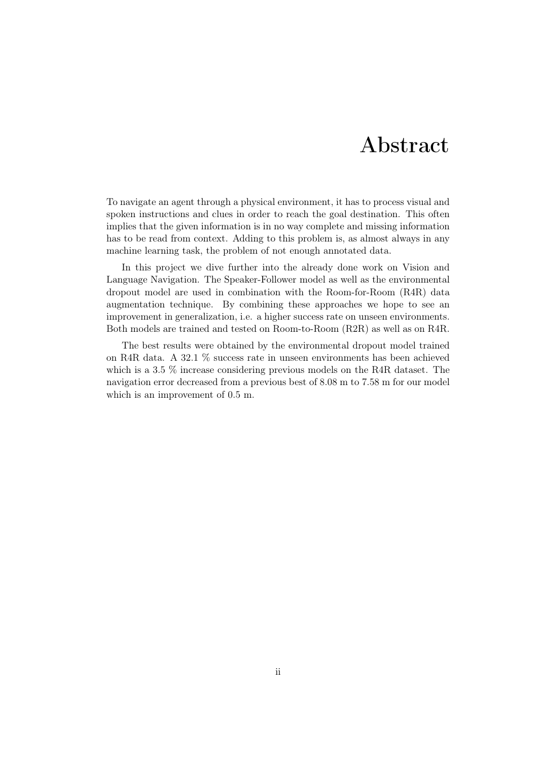# Abstract

To navigate an agent through a physical environment, it has to process visual and spoken instructions and clues in order to reach the goal destination. This often implies that the given information is in no way complete and missing information has to be read from context. Adding to this problem is, as almost always in any machine learning task, the problem of not enough annotated data.

In this project we dive further into the already done work on Vision and Language Navigation. The Speaker-Follower model as well as the environmental dropout model are used in combination with the Room-for-Room (R4R) data augmentation technique. By combining these approaches we hope to see an improvement in generalization, i.e. a higher success rate on unseen environments. Both models are trained and tested on Room-to-Room (R2R) as well as on R4R.

The best results were obtained by the environmental dropout model trained on R4R data. A 32.1 % success rate in unseen environments has been achieved which is a 3.5 % increase considering previous models on the R4R dataset. The navigation error decreased from a previous best of 8.08 m to 7.58 m for our model which is an improvement of 0.5 m.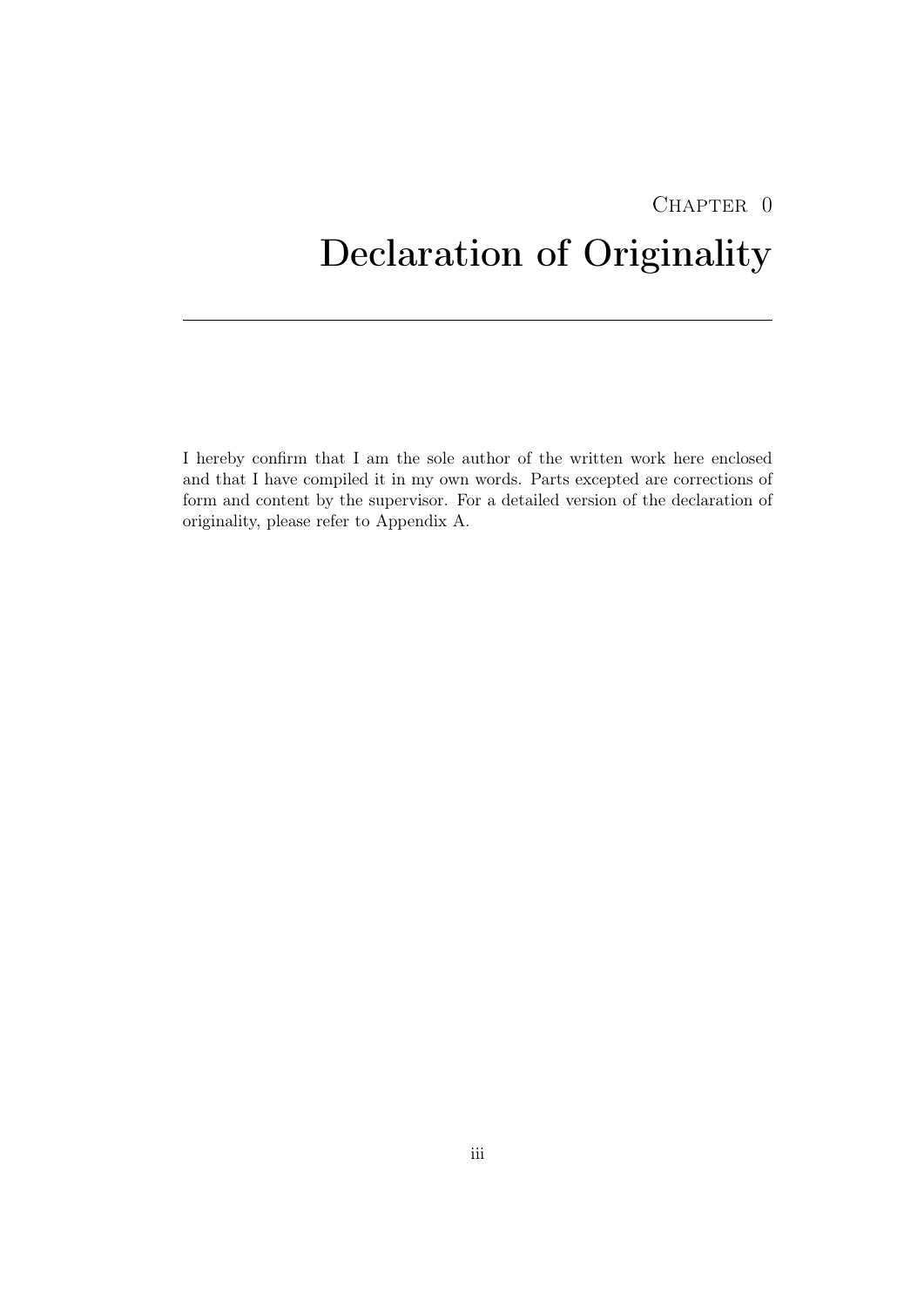# Chapter 0
# Declaration of Originality

I hereby confirm that I am the sole author of the written work here enclosed and that I have compiled it in my own words. Parts excepted are corrections of form and content by the supervisor. For a detailed version of the declaration of originality, please refer to Appendix A.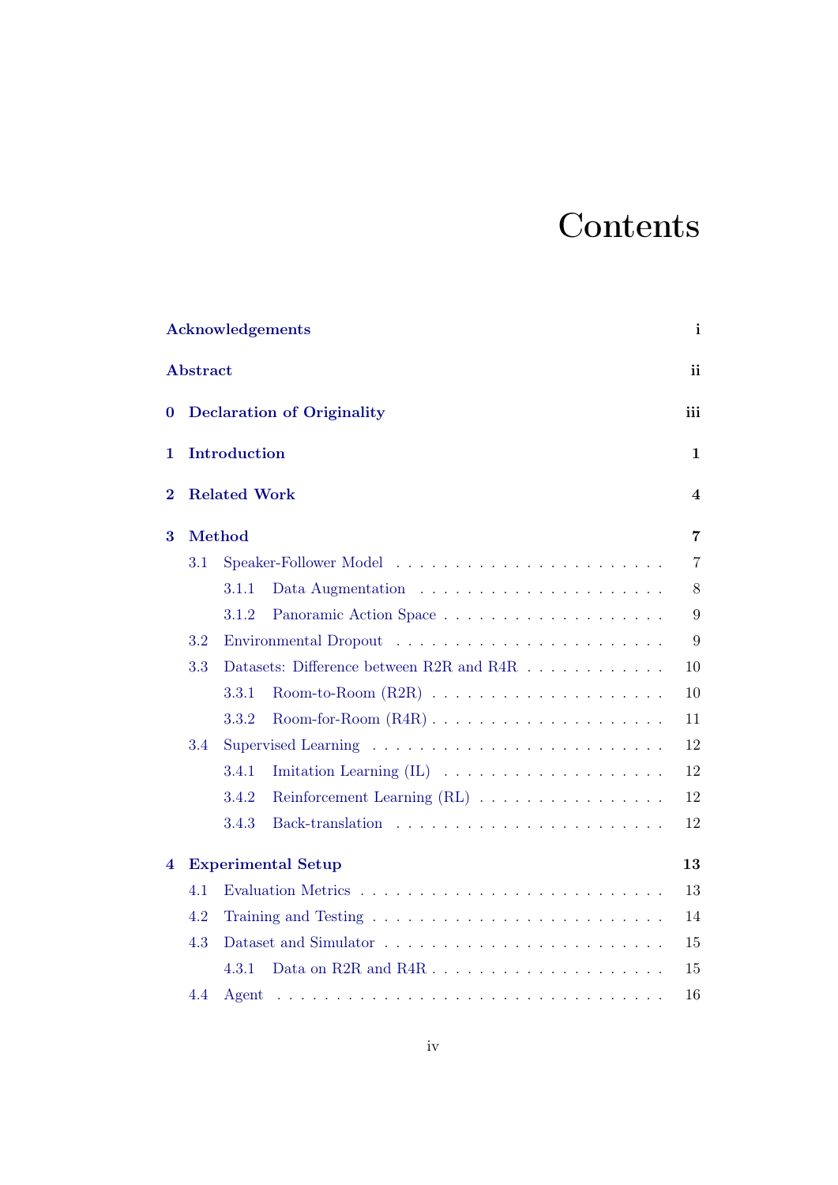# Contents

| | | |
|---|---|---|
| **Acknowledgements** | | **i** |
| **Abstract** | | **ii** |
| **0** | **Declaration of Originality** | **iii** |
| **1** | **Introduction** | **1** |
| **2** | **Related Work** | **4** |
| **3** | **Method** | **7** |
| 3.1 | Speaker-Follower Model | 7 |
| 3.1.1 | Data Augmentation | 8 |
| 3.1.2 | Panoramic Action Space | 9 |
| 3.2 | Environmental Dropout | 9 |
| 3.3 | Datasets: Difference between R2R and R4R | 10 |
| 3.3.1 | Room-to-Room (R2R) | 10 |
| 3.3.2 | Room-for-Room (R4R) | 11 |
| 3.4 | Supervised Learning | 12 |
| 3.4.1 | Imitation Learning (IL) | 12 |
| 3.4.2 | Reinforcement Learning (RL) | 12 |
| 3.4.3 | Back-translation | 12 |
| **4** | **Experimental Setup** | **13** |
| 4.1 | Evaluation Metrics | 13 |
| 4.2 | Training and Testing | 14 |
| 4.3 | Dataset and Simulator | 15 |
| 4.3.1 | Data on R2R and R4R | 15 |
| 4.4 | Agent | 16 |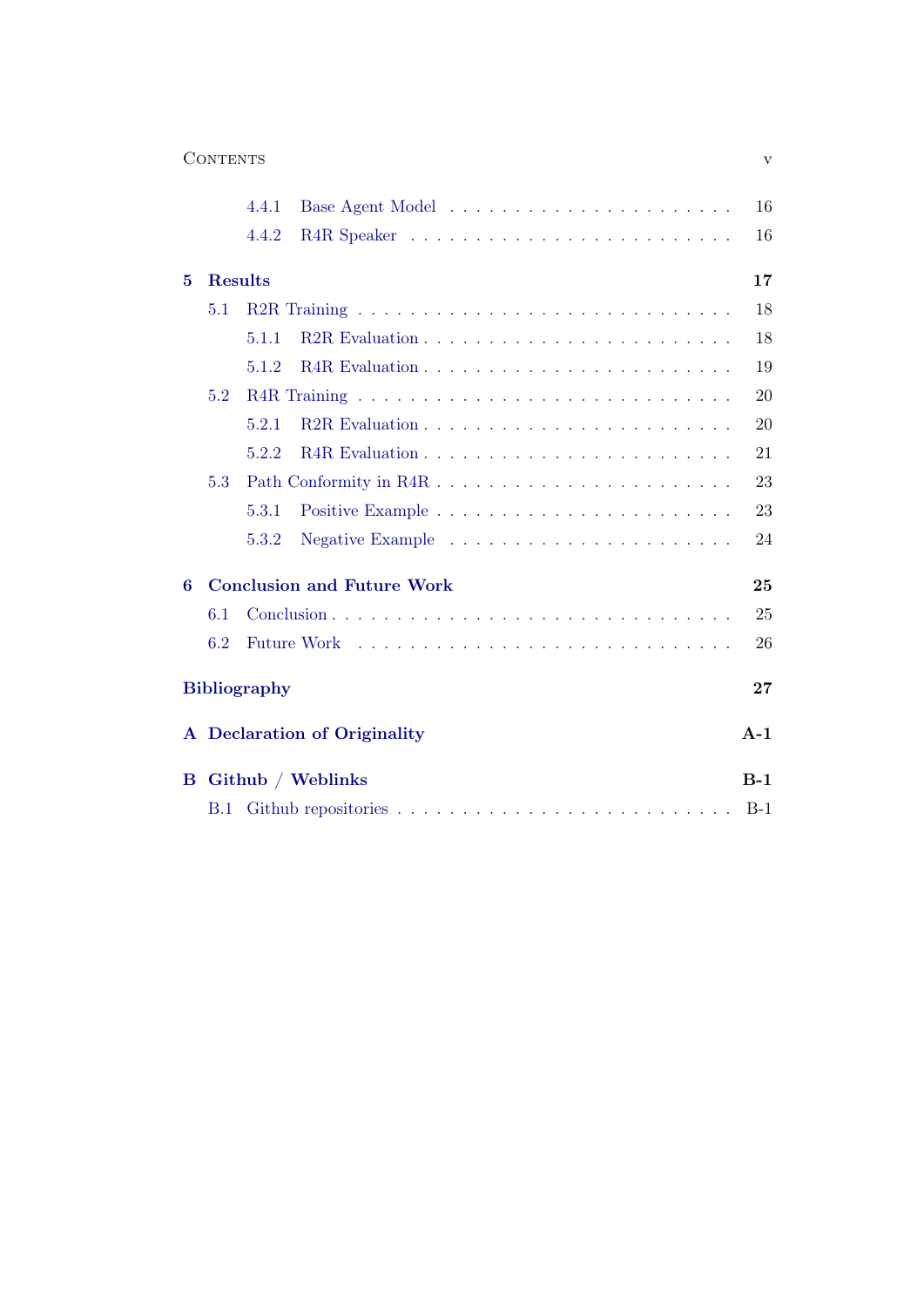- 4.4.1 Base Agent Model . . . . . . . . . . . . . . . . . . . . . 16
- 4.4.2 R4R Speaker . . . . . . . . . . . . . . . . . . . . . . . 16

**5 Results** **17**

- 5.1 R2R Training . . . . . . . . . . . . . . . . . . . . . . . . . . 18
  - 5.1.1 R2R Evaluation . . . . . . . . . . . . . . . . . . . . . . 18
  - 5.1.2 R4R Evaluation . . . . . . . . . . . . . . . . . . . . . . 19
- 5.2 R4R Training . . . . . . . . . . . . . . . . . . . . . . . . . . 20
  - 5.2.1 R2R Evaluation . . . . . . . . . . . . . . . . . . . . . . 20
  - 5.2.2 R4R Evaluation . . . . . . . . . . . . . . . . . . . . . . 21
- 5.3 Path Conformity in R4R . . . . . . . . . . . . . . . . . . . . . 23
  - 5.3.1 Positive Example . . . . . . . . . . . . . . . . . . . . . 23
  - 5.3.2 Negative Example . . . . . . . . . . . . . . . . . . . . . 24

**6 Conclusion and Future Work** **25**

- 6.1 Conclusion . . . . . . . . . . . . . . . . . . . . . . . . . . . . 25
- 6.2 Future Work . . . . . . . . . . . . . . . . . . . . . . . . . . . 26

**Bibliography** **27**

**A Declaration of Originality** **A-1**

**B Github / Weblinks** **B-1**

- B.1 Github repositories . . . . . . . . . . . . . . . . . . . . . . . B-1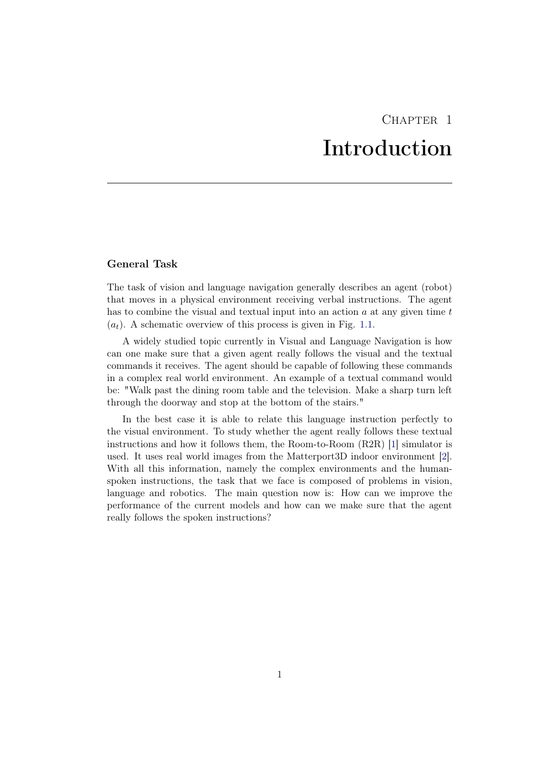# Chapter 1
# Introduction

### General Task

The task of vision and language navigation generally describes an agent (robot) that moves in a physical environment receiving verbal instructions. The agent has to combine the visual and textual input into an action $a$ at any given time $t$ ($a_t$). A schematic overview of this process is given in Fig. 1.1.

A widely studied topic currently in Visual and Language Navigation is how can one make sure that a given agent really follows the visual and the textual commands it receives. The agent should be capable of following these commands in a complex real world environment. An example of a textual command would be: "Walk past the dining room table and the television. Make a sharp turn left through the doorway and stop at the bottom of the stairs."

In the best case it is able to relate this language instruction perfectly to the visual environment. To study whether the agent really follows these textual instructions and how it follows them, the Room-to-Room (R2R) [1] simulator is used. It uses real world images from the Matterport3D indoor environment [2]. With all this information, namely the complex environments and the human-spoken instructions, the task that we face is composed of problems in vision, language and robotics. The main question now is: How can we improve the performance of the current models and how can we make sure that the agent really follows the spoken instructions?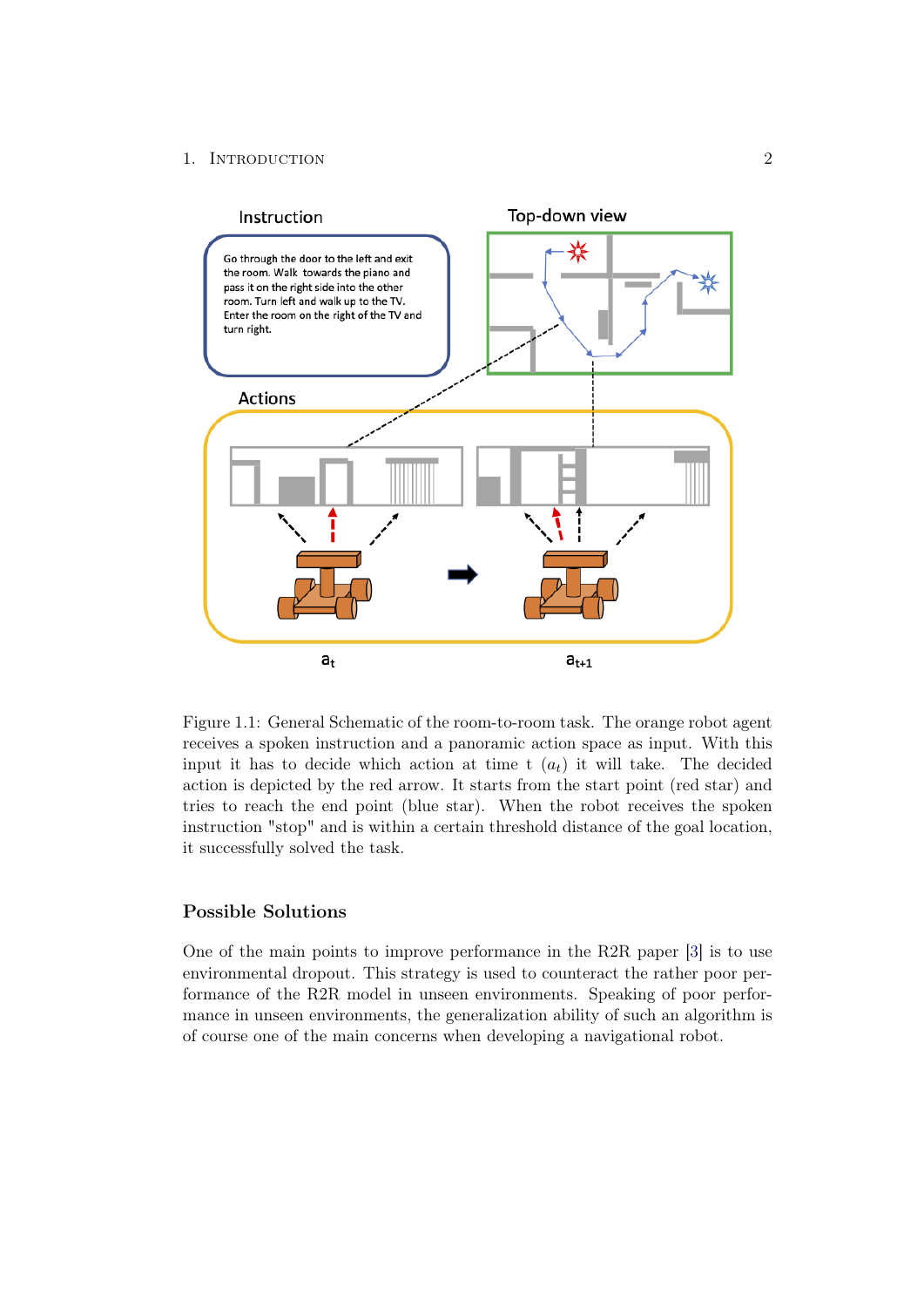Figure 1.1: General Schematic of the room-to-room task. The orange robot agent receives a spoken instruction and a panoramic action space as input. With this input it has to decide which action at time t ($a_t$) it will take. The decided action is depicted by the red arrow. It starts from the start point (red star) and tries to reach the end point (blue star). When the robot receives the spoken instruction "stop" and is within a certain threshold distance of the goal location, it successfully solved the task.

### Possible Solutions

One of the main points to improve performance in the R2R paper [3] is to use environmental dropout. This strategy is used to counteract the rather poor performance of the R2R model in unseen environments. Speaking of poor performance in unseen environments, the generalization ability of such an algorithm is of course one of the main concerns when developing a navigational robot.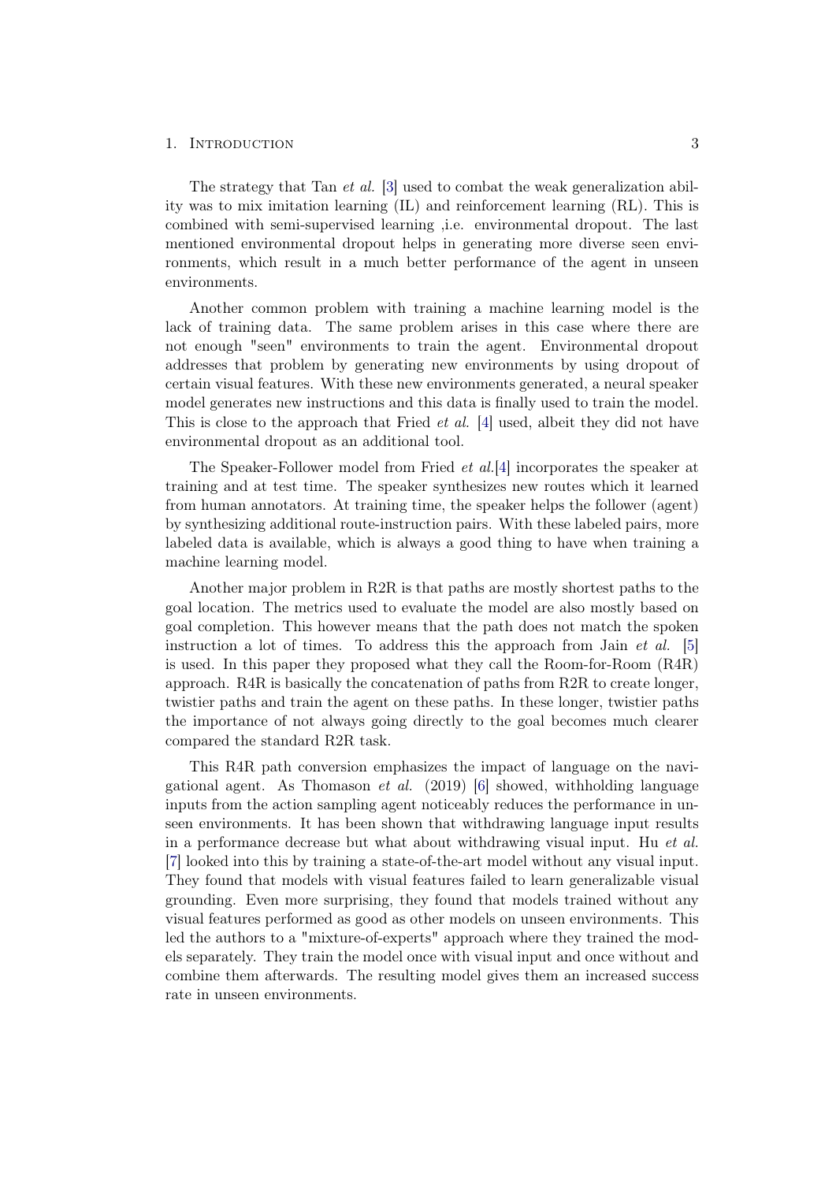The strategy that Tan *et al.* [3] used to combat the weak generalization ability was to mix imitation learning (IL) and reinforcement learning (RL). This is combined with semi-supervised learning ,i.e. environmental dropout. The last mentioned environmental dropout helps in generating more diverse seen environments, which result in a much better performance of the agent in unseen environments.

Another common problem with training a machine learning model is the lack of training data. The same problem arises in this case where there are not enough "seen" environments to train the agent. Environmental dropout addresses that problem by generating new environments by using dropout of certain visual features. With these new environments generated, a neural speaker model generates new instructions and this data is finally used to train the model. This is close to the approach that Fried *et al.* [4] used, albeit they did not have environmental dropout as an additional tool.

The Speaker-Follower model from Fried *et al.*[4] incorporates the speaker at training and at test time. The speaker synthesizes new routes which it learned from human annotators. At training time, the speaker helps the follower (agent) by synthesizing additional route-instruction pairs. With these labeled pairs, more labeled data is available, which is always a good thing to have when training a machine learning model.

Another major problem in R2R is that paths are mostly shortest paths to the goal location. The metrics used to evaluate the model are also mostly based on goal completion. This however means that the path does not match the spoken instruction a lot of times. To address this the approach from Jain *et al.* [5] is used. In this paper they proposed what they call the Room-for-Room (R4R) approach. R4R is basically the concatenation of paths from R2R to create longer, twistier paths and train the agent on these paths. In these longer, twistier paths the importance of not always going directly to the goal becomes much clearer compared the standard R2R task.

This R4R path conversion emphasizes the impact of language on the navigational agent. As Thomason *et al.* (2019) [6] showed, withholding language inputs from the action sampling agent noticeably reduces the performance in unseen environments. It has been shown that withdrawing language input results in a performance decrease but what about withdrawing visual input. Hu *et al.* [7] looked into this by training a state-of-the-art model without any visual input. They found that models with visual features failed to learn generalizable visual grounding. Even more surprising, they found that models trained without any visual features performed as good as other models on unseen environments. This led the authors to a "mixture-of-experts" approach where they trained the models separately. They train the model once with visual input and once without and combine them afterwards. The resulting model gives them an increased success rate in unseen environments.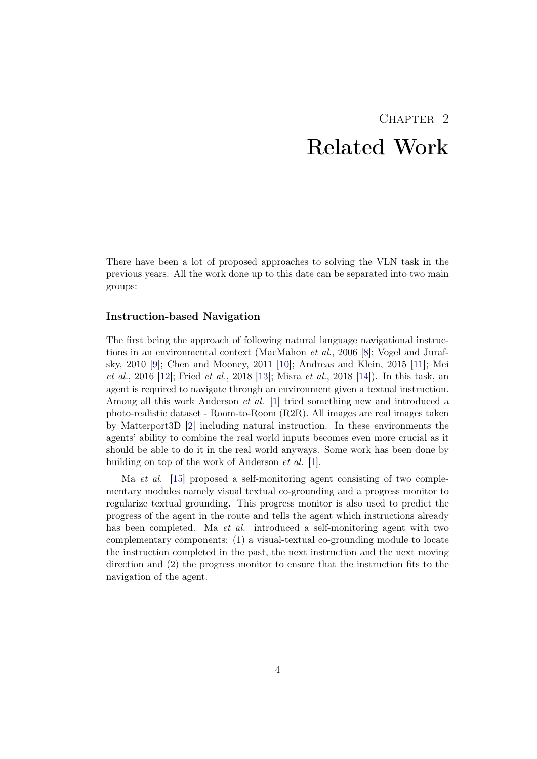# Chapter 2
# Related Work

There have been a lot of proposed approaches to solving the VLN task in the previous years. All the work done up to this date can be separated into two main groups:

### Instruction-based Navigation

The first being the approach of following natural language navigational instructions in an environmental context (MacMahon *et al.*, 2006 [8]; Vogel and Jurafsky, 2010 [9]; Chen and Mooney, 2011 [10]; Andreas and Klein, 2015 [11]; Mei *et al.*, 2016 [12]; Fried *et al.*, 2018 [13]; Misra *et al.*, 2018 [14]). In this task, an agent is required to navigate through an environment given a textual instruction. Among all this work Anderson *et al.* [1] tried something new and introduced a photo-realistic dataset - Room-to-Room (R2R). All images are real images taken by Matterport3D [2] including natural instruction. In these environments the agents' ability to combine the real world inputs becomes even more crucial as it should be able to do it in the real world anyways. Some work has been done by building on top of the work of Anderson *et al.* [1].

Ma *et al.* [15] proposed a self-monitoring agent consisting of two complementary modules namely visual textual co-grounding and a progress monitor to regularize textual grounding. This progress monitor is also used to predict the progress of the agent in the route and tells the agent which instructions already has been completed. Ma *et al.* introduced a self-monitoring agent with two complementary components: (1) a visual-textual co-grounding module to locate the instruction completed in the past, the next instruction and the next moving direction and (2) the progress monitor to ensure that the instruction fits to the navigation of the agent.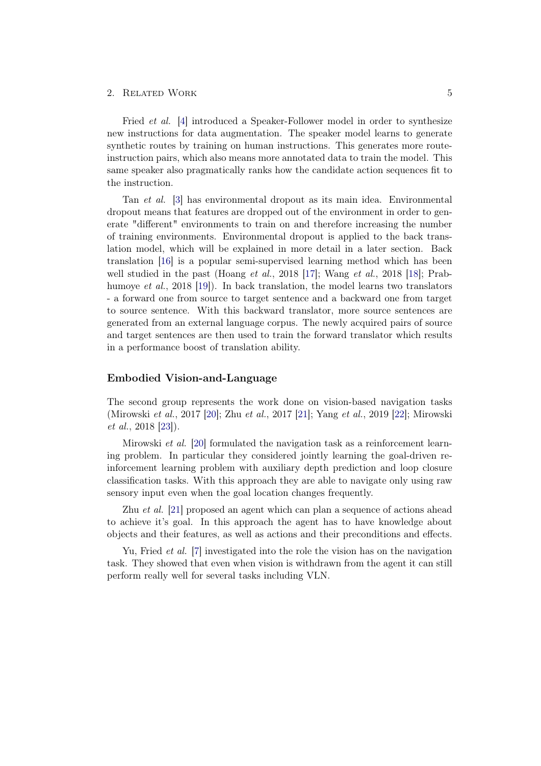Fried *et al.* [4] introduced a Speaker-Follower model in order to synthesize new instructions for data augmentation. The speaker model learns to generate synthetic routes by training on human instructions. This generates more route-instruction pairs, which also means more annotated data to train the model. This same speaker also pragmatically ranks how the candidate action sequences fit to the instruction.

Tan *et al.* [3] has environmental dropout as its main idea. Environmental dropout means that features are dropped out of the environment in order to generate "different" environments to train on and therefore increasing the number of training environments. Environmental dropout is applied to the back translation model, which will be explained in more detail in a later section. Back translation [16] is a popular semi-supervised learning method which has been well studied in the past (Hoang *et al.*, 2018 [17]; Wang *et al.*, 2018 [18]; Prabhumoye *et al.*, 2018 [19]). In back translation, the model learns two translators - a forward one from source to target sentence and a backward one from target to source sentence. With this backward translator, more source sentences are generated from an external language corpus. The newly acquired pairs of source and target sentences are then used to train the forward translator which results in a performance boost of translation ability.

### Embodied Vision-and-Language

The second group represents the work done on vision-based navigation tasks (Mirowski *et al.*, 2017 [20]; Zhu *et al.*, 2017 [21]; Yang *et al.*, 2019 [22]; Mirowski *et al.*, 2018 [23]).

Mirowski *et al.* [20] formulated the navigation task as a reinforcement learning problem. In particular they considered jointly learning the goal-driven reinforcement learning problem with auxiliary depth prediction and loop closure classification tasks. With this approach they are able to navigate only using raw sensory input even when the goal location changes frequently.

Zhu *et al.* [21] proposed an agent which can plan a sequence of actions ahead to achieve it's goal. In this approach the agent has to have knowledge about objects and their features, as well as actions and their preconditions and effects.

Yu, Fried *et al.* [7] investigated into the role the vision has on the navigation task. They showed that even when vision is withdrawn from the agent it can still perform really well for several tasks including VLN.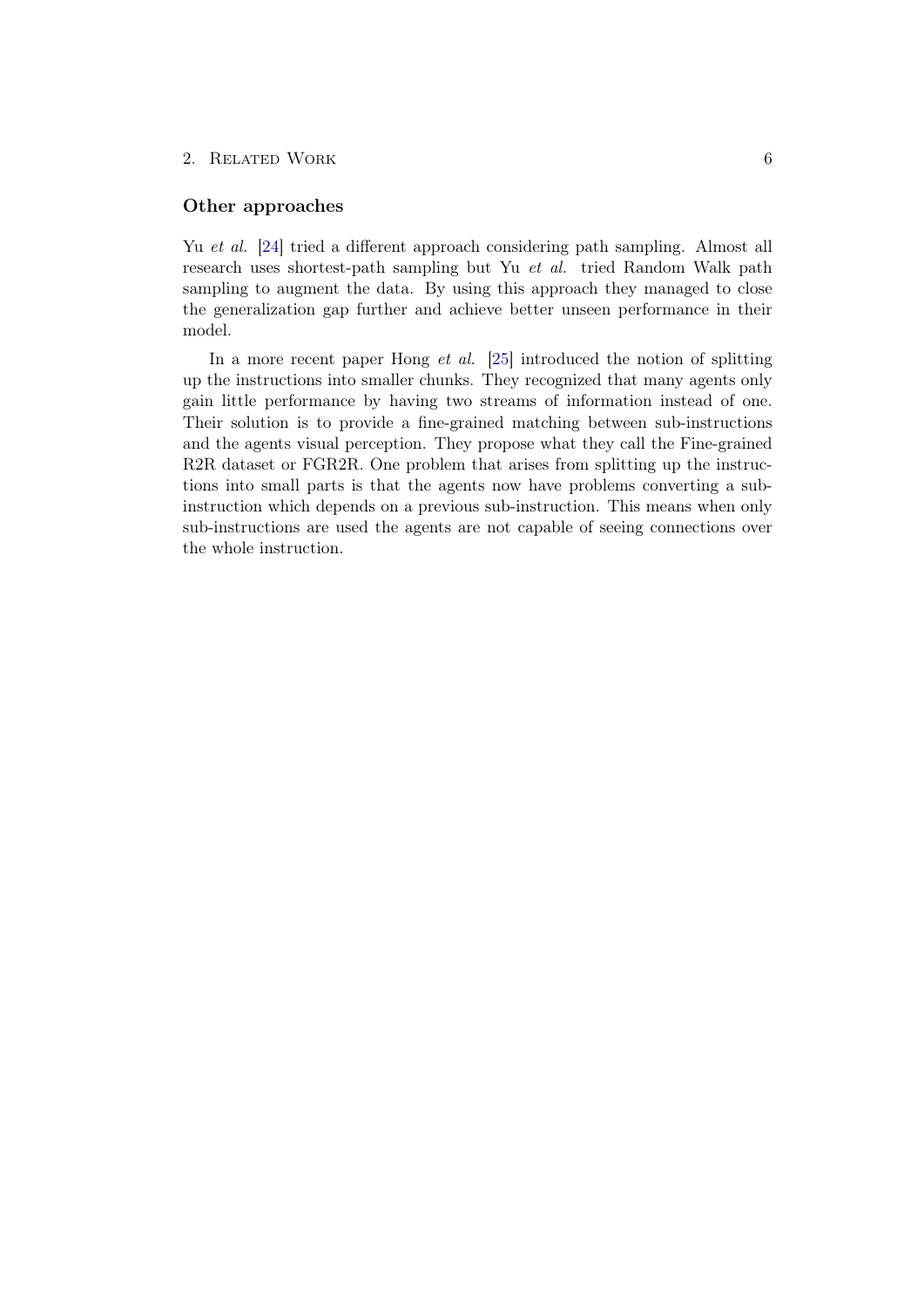### Other approaches

Yu *et al.* [24] tried a different approach considering path sampling. Almost all research uses shortest-path sampling but Yu *et al.* tried Random Walk path sampling to augment the data. By using this approach they managed to close the generalization gap further and achieve better unseen performance in their model.

In a more recent paper Hong *et al.* [25] introduced the notion of splitting up the instructions into smaller chunks. They recognized that many agents only gain little performance by having two streams of information instead of one. Their solution is to provide a fine-grained matching between sub-instructions and the agents visual perception. They propose what they call the Fine-grained R2R dataset or FGR2R. One problem that arises from splitting up the instructions into small parts is that the agents now have problems converting a sub-instruction which depends on a previous sub-instruction. This means when only sub-instructions are used the agents are not capable of seeing connections over the whole instruction.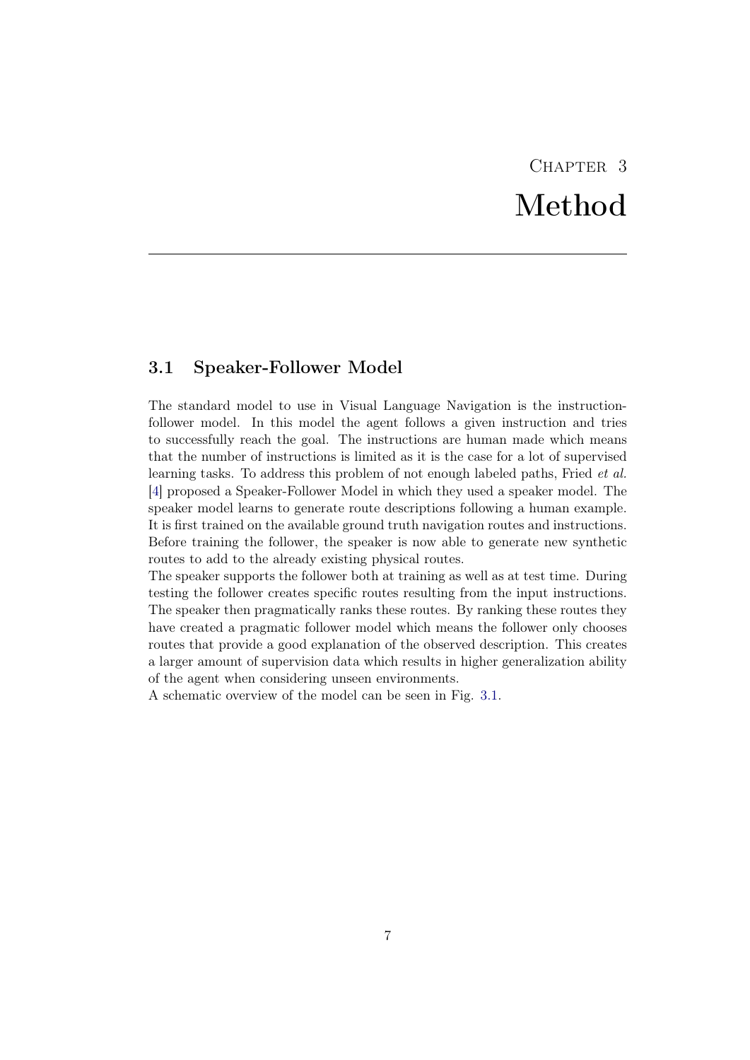# Chapter 3
# Method

## 3.1 Speaker-Follower Model

The standard model to use in Visual Language Navigation is the instruction-follower model. In this model the agent follows a given instruction and tries to successfully reach the goal. The instructions are human made which means that the number of instructions is limited as it is the case for a lot of supervised learning tasks. To address this problem of not enough labeled paths, Fried *et al.* [4] proposed a Speaker-Follower Model in which they used a speaker model. The speaker model learns to generate route descriptions following a human example. It is first trained on the available ground truth navigation routes and instructions. Before training the follower, the speaker is now able to generate new synthetic routes to add to the already existing physical routes.
The speaker supports the follower both at training as well as at test time. During testing the follower creates specific routes resulting from the input instructions. The speaker then pragmatically ranks these routes. By ranking these routes they have created a pragmatic follower model which means the follower only chooses routes that provide a good explanation of the observed description. This creates a larger amount of supervision data which results in higher generalization ability of the agent when considering unseen environments.
A schematic overview of the model can be seen in Fig. 3.1.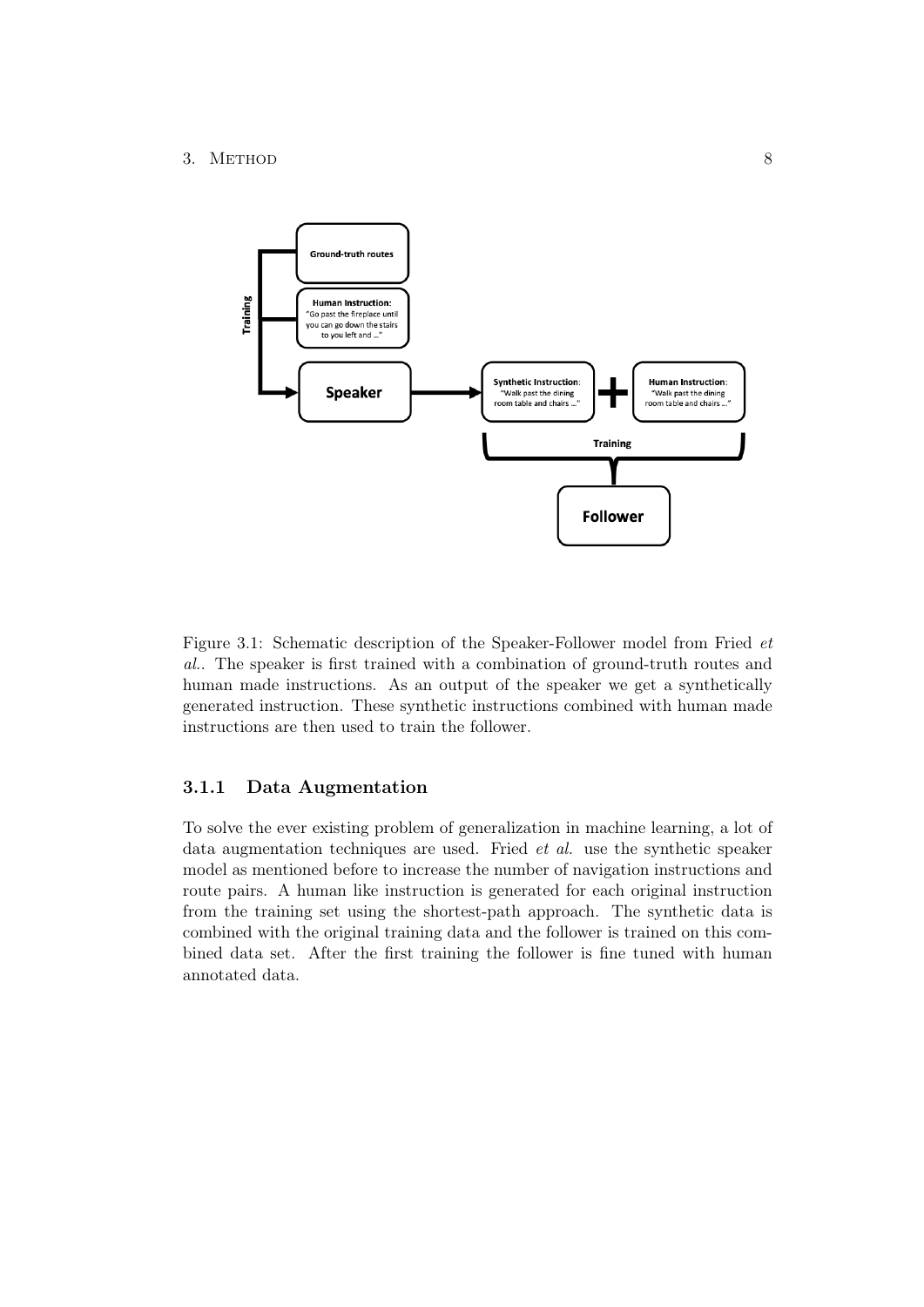Figure 3.1: Schematic description of the Speaker-Follower model from Fried *et al.*. The speaker is first trained with a combination of ground-truth routes and human made instructions. As an output of the speaker we get a synthetically generated instruction. These synthetic instructions combined with human made instructions are then used to train the follower.

### 3.1.1 Data Augmentation

To solve the ever existing problem of generalization in machine learning, a lot of data augmentation techniques are used. Fried *et al.* use the synthetic speaker model as mentioned before to increase the number of navigation instructions and route pairs. A human like instruction is generated for each original instruction from the training set using the shortest-path approach. The synthetic data is combined with the original training data and the follower is trained on this combined data set. After the first training the follower is fine tuned with human annotated data.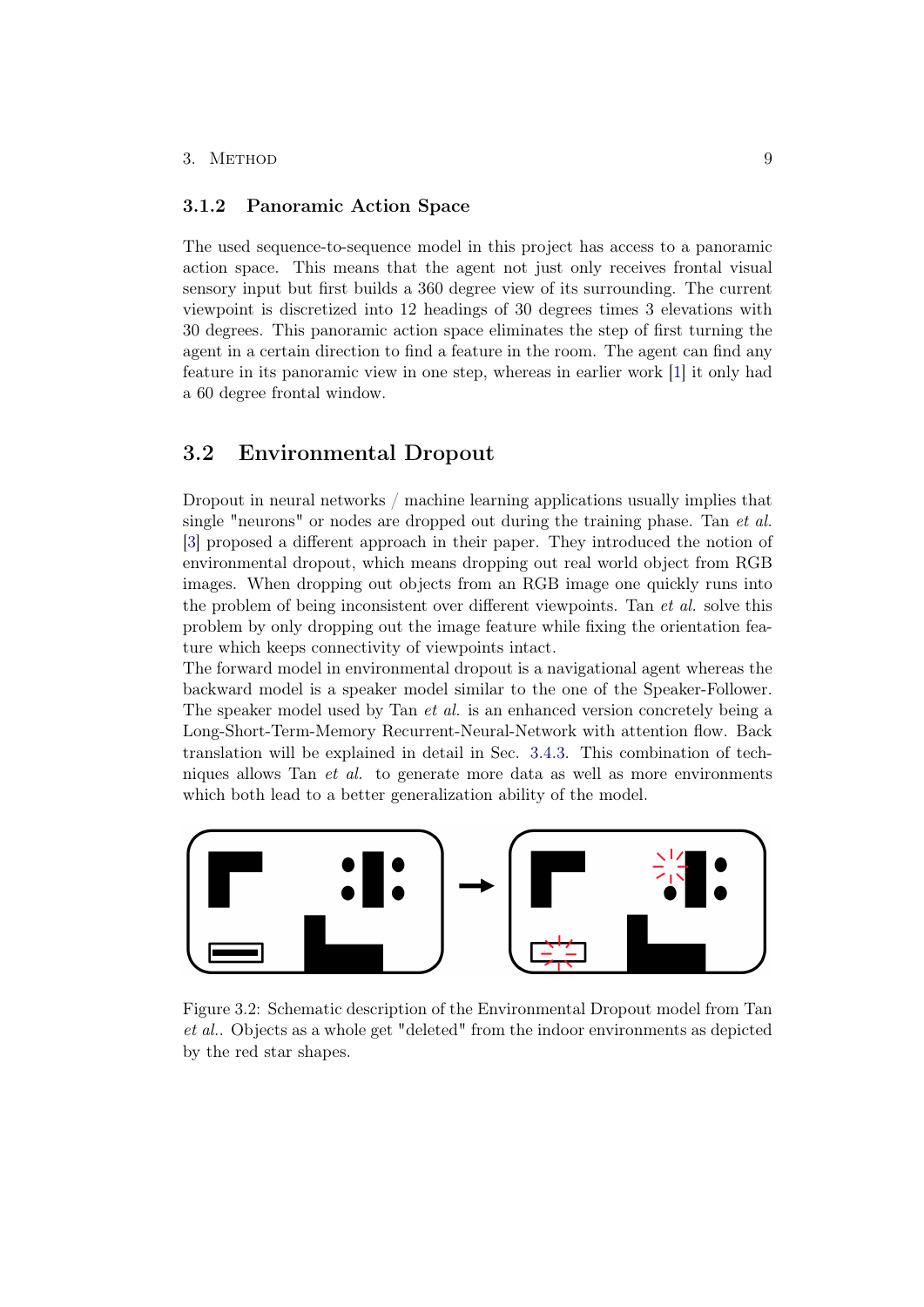### 3.1.2 Panoramic Action Space

The used sequence-to-sequence model in this project has access to a panoramic action space. This means that the agent not just only receives frontal visual sensory input but first builds a 360 degree view of its surrounding. The current viewpoint is discretized into 12 headings of 30 degrees times 3 elevations with 30 degrees. This panoramic action space eliminates the step of first turning the agent in a certain direction to find a feature in the room. The agent can find any feature in its panoramic view in one step, whereas in earlier work [1] it only had a 60 degree frontal window.

## 3.2 Environmental Dropout

Dropout in neural networks / machine learning applications usually implies that single "neurons" or nodes are dropped out during the training phase. Tan *et al.* [3] proposed a different approach in their paper. They introduced the notion of environmental dropout, which means dropping out real world object from RGB images. When dropping out objects from an RGB image one quickly runs into the problem of being inconsistent over different viewpoints. Tan *et al.* solve this problem by only dropping out the image feature while fixing the orientation feature which keeps connectivity of viewpoints intact.
The forward model in environmental dropout is a navigational agent whereas the backward model is a speaker model similar to the one of the Speaker-Follower. The speaker model used by Tan *et al.* is an enhanced version concretely being a Long-Short-Term-Memory Recurrent-Neural-Network with attention flow. Back translation will be explained in detail in Sec. 3.4.3. This combination of techniques allows Tan *et al.* to generate more data as well as more environments which both lead to a better generalization ability of the model.

Figure 3.2: Schematic description of the Environmental Dropout model from Tan *et al.*. Objects as a whole get "deleted" from the indoor environments as depicted by the red star shapes.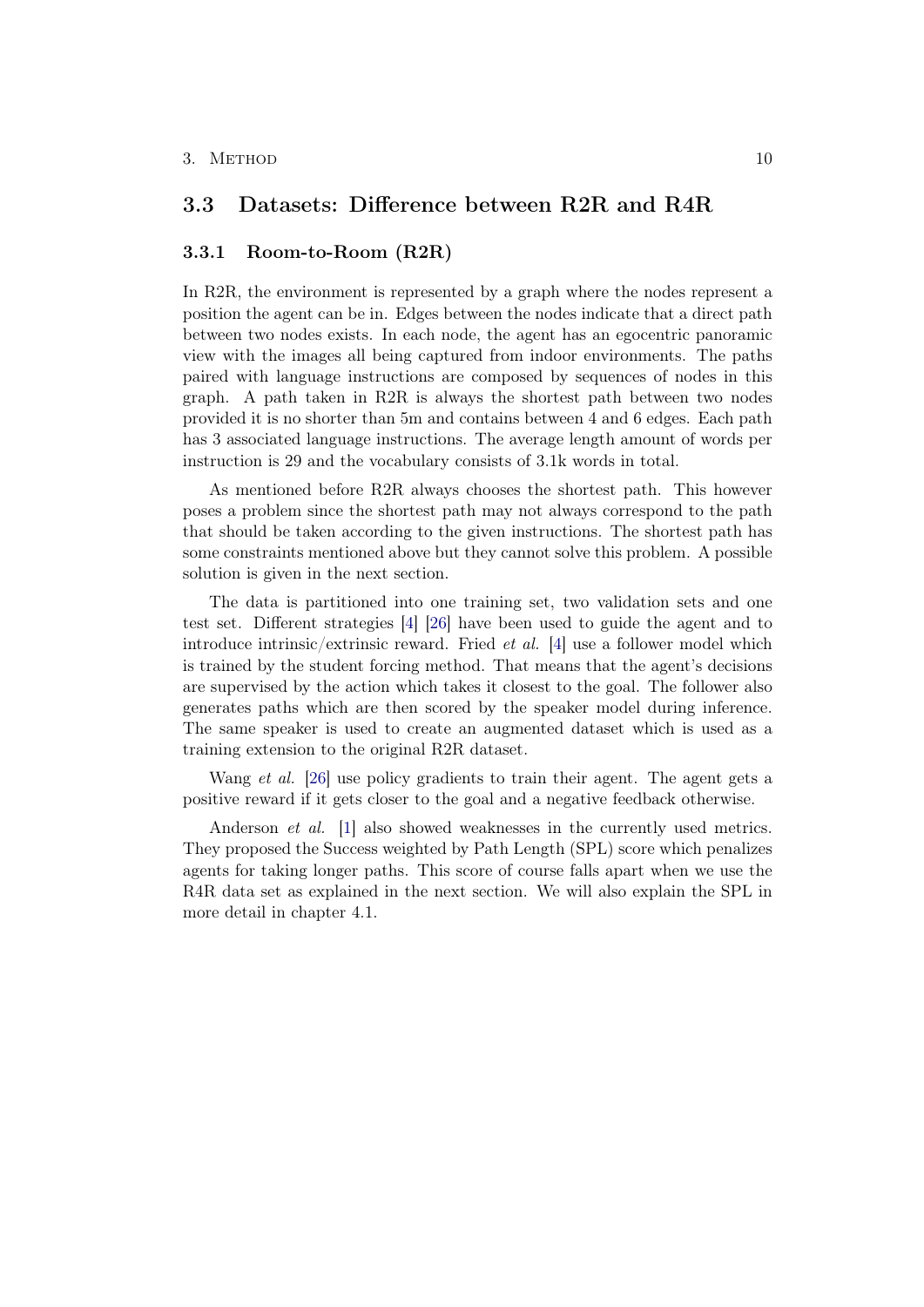## 3.3 Datasets: Difference between R2R and R4R

### 3.3.1 Room-to-Room (R2R)

In R2R, the environment is represented by a graph where the nodes represent a position the agent can be in. Edges between the nodes indicate that a direct path between two nodes exists. In each node, the agent has an egocentric panoramic view with the images all being captured from indoor environments. The paths paired with language instructions are composed by sequences of nodes in this graph. A path taken in R2R is always the shortest path between two nodes provided it is no shorter than 5m and contains between 4 and 6 edges. Each path has 3 associated language instructions. The average length amount of words per instruction is 29 and the vocabulary consists of 3.1k words in total.

As mentioned before R2R always chooses the shortest path. This however poses a problem since the shortest path may not always correspond to the path that should be taken according to the given instructions. The shortest path has some constraints mentioned above but they cannot solve this problem. A possible solution is given in the next section.

The data is partitioned into one training set, two validation sets and one test set. Different strategies [4] [26] have been used to guide the agent and to introduce intrinsic/extrinsic reward. Fried *et al.* [4] use a follower model which is trained by the student forcing method. That means that the agent's decisions are supervised by the action which takes it closest to the goal. The follower also generates paths which are then scored by the speaker model during inference. The same speaker is used to create an augmented dataset which is used as a training extension to the original R2R dataset.

Wang *et al.* [26] use policy gradients to train their agent. The agent gets a positive reward if it gets closer to the goal and a negative feedback otherwise.

Anderson *et al.* [1] also showed weaknesses in the currently used metrics. They proposed the Success weighted by Path Length (SPL) score which penalizes agents for taking longer paths. This score of course falls apart when we use the R4R data set as explained in the next section. We will also explain the SPL in more detail in chapter 4.1.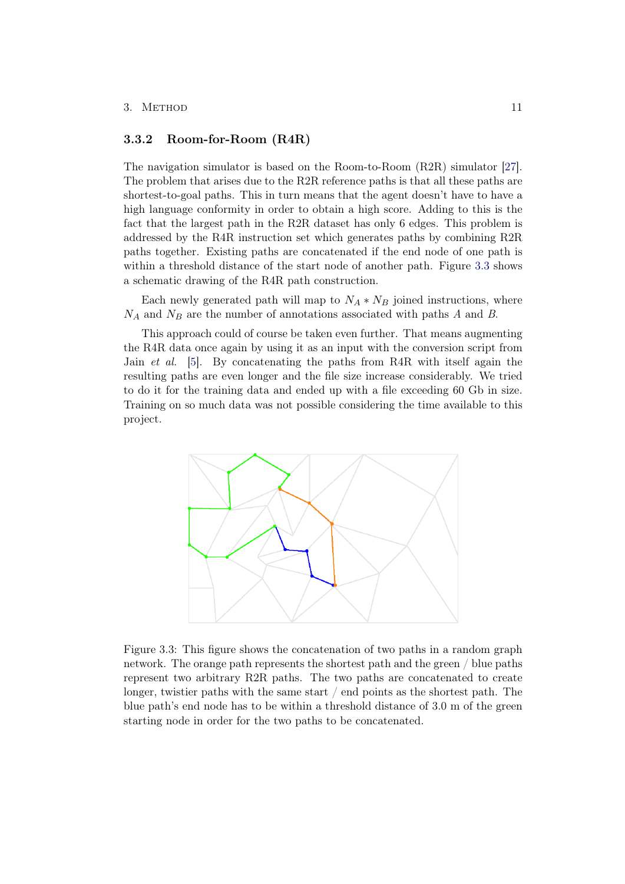### 3.3.2 Room-for-Room (R4R)

The navigation simulator is based on the Room-to-Room (R2R) simulator [27]. The problem that arises due to the R2R reference paths is that all these paths are shortest-to-goal paths. This in turn means that the agent doesn't have to have a high language conformity in order to obtain a high score. Adding to this is the fact that the largest path in the R2R dataset has only 6 edges. This problem is addressed by the R4R instruction set which generates paths by combining R2R paths together. Existing paths are concatenated if the end node of one path is within a threshold distance of the start node of another path. Figure 3.3 shows a schematic drawing of the R4R path construction.

Each newly generated path will map to $N_A * N_B$ joined instructions, where $N_A$ and $N_B$ are the number of annotations associated with paths $A$ and $B$.

This approach could of course be taken even further. That means augmenting the R4R data once again by using it as an input with the conversion script from Jain *et al.* [5]. By concatenating the paths from R4R with itself again the resulting paths are even longer and the file size increase considerably. We tried to do it for the training data and ended up with a file exceeding 60 Gb in size. Training on so much data was not possible considering the time available to this project.

Figure 3.3: This figure shows the concatenation of two paths in a random graph network. The orange path represents the shortest path and the green / blue paths represent two arbitrary R2R paths. The two paths are concatenated to create longer, twistier paths with the same start / end points as the shortest path. The blue path's end node has to be within a threshold distance of 3.0 m of the green starting node in order for the two paths to be concatenated.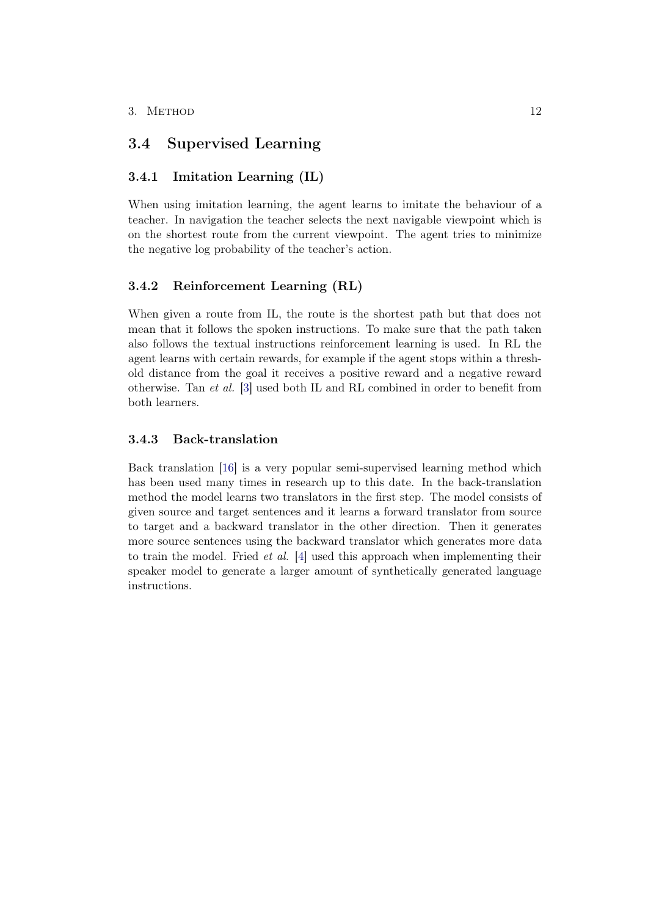## 3.4 Supervised Learning

### 3.4.1 Imitation Learning (IL)

When using imitation learning, the agent learns to imitate the behaviour of a teacher. In navigation the teacher selects the next navigable viewpoint which is on the shortest route from the current viewpoint. The agent tries to minimize the negative log probability of the teacher's action.

### 3.4.2 Reinforcement Learning (RL)

When given a route from IL, the route is the shortest path but that does not mean that it follows the spoken instructions. To make sure that the path taken also follows the textual instructions reinforcement learning is used. In RL the agent learns with certain rewards, for example if the agent stops within a threshold distance from the goal it receives a positive reward and a negative reward otherwise. Tan *et al.* [3] used both IL and RL combined in order to benefit from both learners.

### 3.4.3 Back-translation

Back translation [16] is a very popular semi-supervised learning method which has been used many times in research up to this date. In the back-translation method the model learns two translators in the first step. The model consists of given source and target sentences and it learns a forward translator from source to target and a backward translator in the other direction. Then it generates more source sentences using the backward translator which generates more data to train the model. Fried *et al.* [4] used this approach when implementing their speaker model to generate a larger amount of synthetically generated language instructions.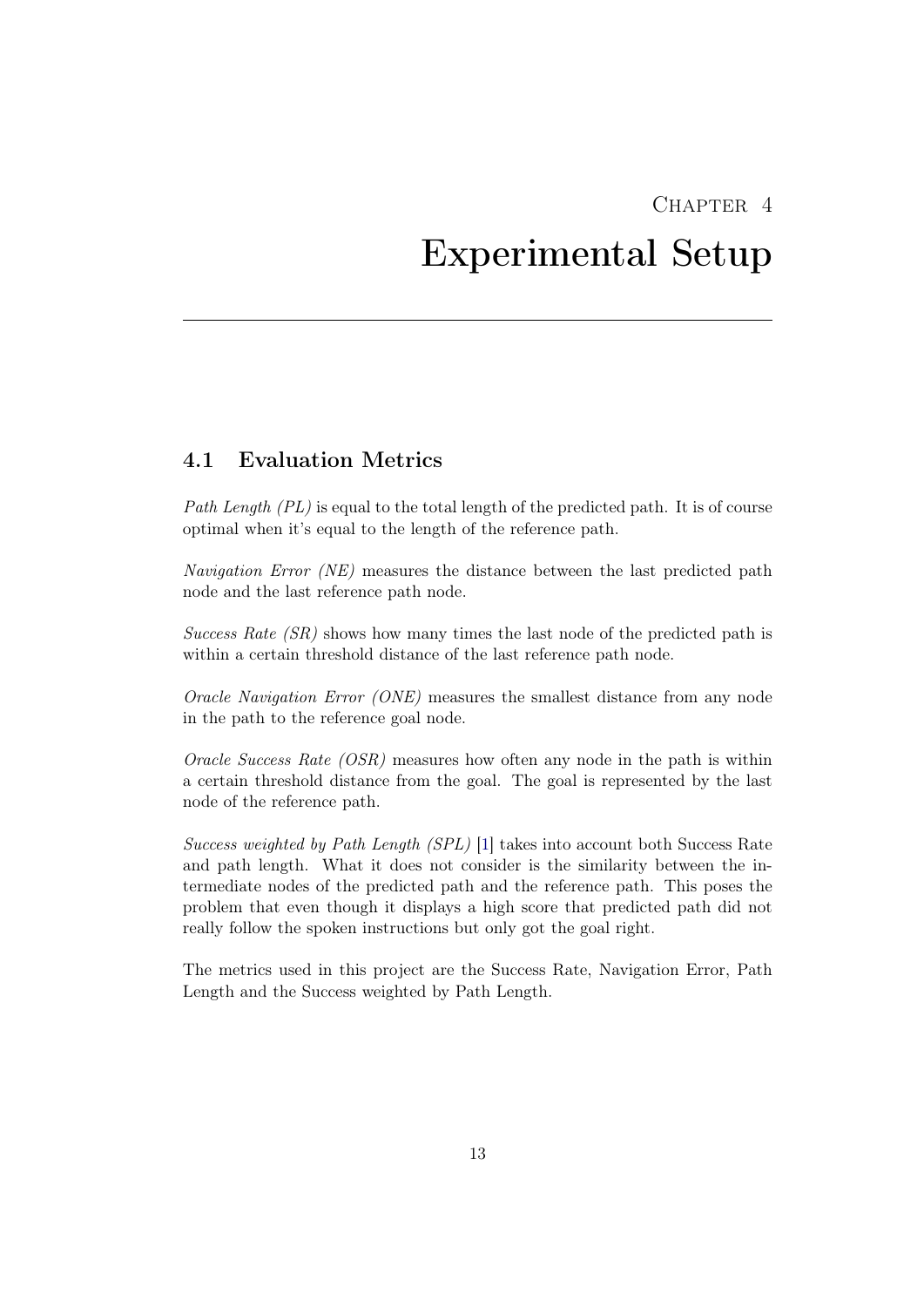# Chapter 4
# Experimental Setup

## 4.1 Evaluation Metrics

*Path Length (PL)* is equal to the total length of the predicted path. It is of course optimal when it's equal to the length of the reference path.

*Navigation Error (NE)* measures the distance between the last predicted path node and the last reference path node.

*Success Rate (SR)* shows how many times the last node of the predicted path is within a certain threshold distance of the last reference path node.

*Oracle Navigation Error (ONE)* measures the smallest distance from any node in the path to the reference goal node.

*Oracle Success Rate (OSR)* measures how often any node in the path is within a certain threshold distance from the goal. The goal is represented by the last node of the reference path.

*Success weighted by Path Length (SPL)* [1] takes into account both Success Rate and path length. What it does not consider is the similarity between the intermediate nodes of the predicted path and the reference path. This poses the problem that even though it displays a high score that predicted path did not really follow the spoken instructions but only got the goal right.

The metrics used in this project are the Success Rate, Navigation Error, Path Length and the Success weighted by Path Length.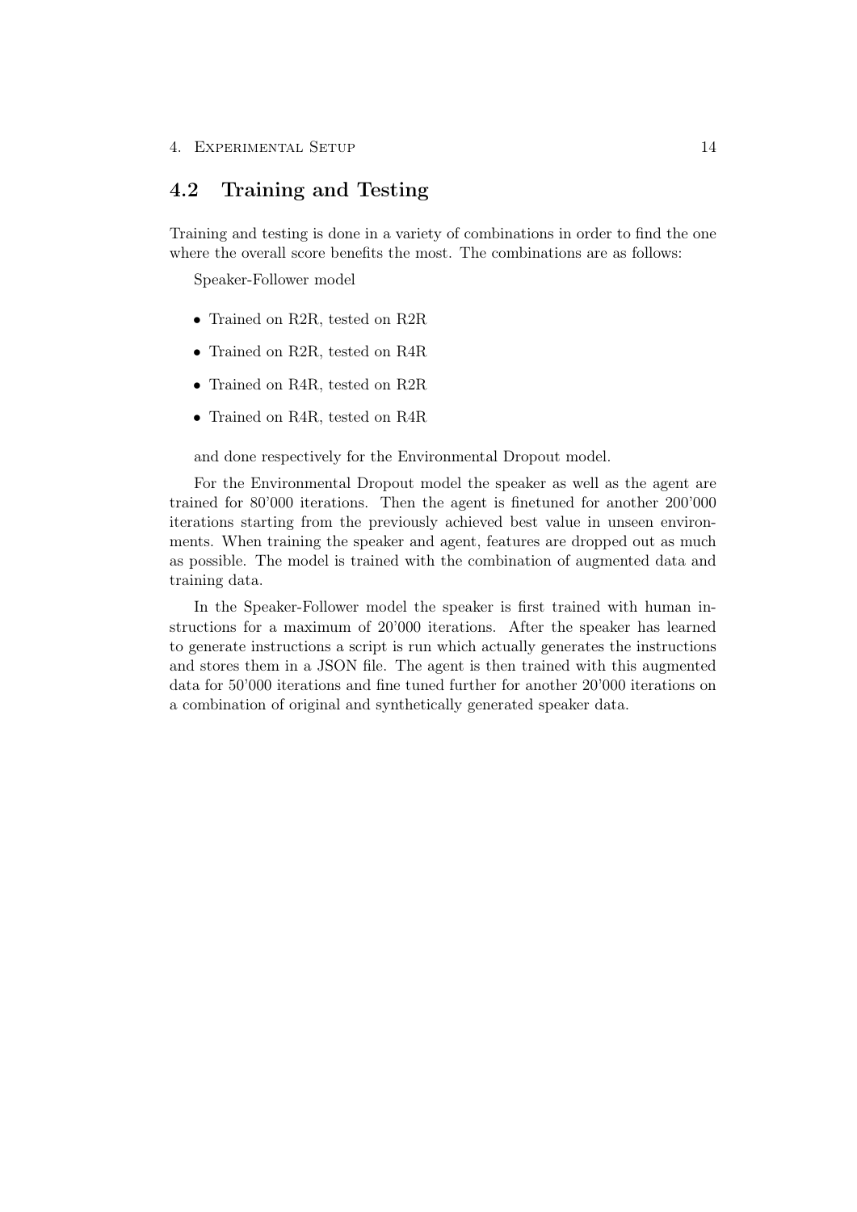## 4.2 Training and Testing

Training and testing is done in a variety of combinations in order to find the one where the overall score benefits the most. The combinations are as follows:

Speaker-Follower model

- Trained on R2R, tested on R2R
- Trained on R2R, tested on R4R
- Trained on R4R, tested on R2R
- Trained on R4R, tested on R4R

and done respectively for the Environmental Dropout model.

For the Environmental Dropout model the speaker as well as the agent are trained for 80'000 iterations. Then the agent is finetuned for another 200'000 iterations starting from the previously achieved best value in unseen environments. When training the speaker and agent, features are dropped out as much as possible. The model is trained with the combination of augmented data and training data.

In the Speaker-Follower model the speaker is first trained with human instructions for a maximum of 20'000 iterations. After the speaker has learned to generate instructions a script is run which actually generates the instructions and stores them in a JSON file. The agent is then trained with this augmented data for 50'000 iterations and fine tuned further for another 20'000 iterations on a combination of original and synthetically generated speaker data.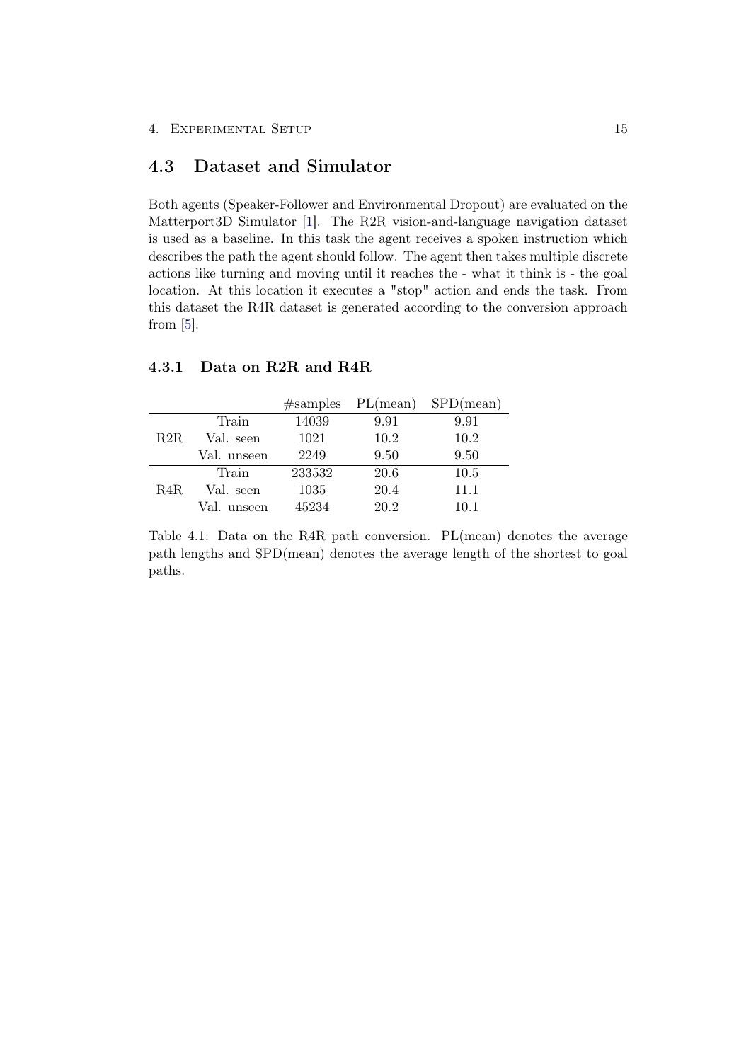## 4.3 Dataset and Simulator

Both agents (Speaker-Follower and Environmental Dropout) are evaluated on the Matterport3D Simulator [1]. The R2R vision-and-language navigation dataset is used as a baseline. In this task the agent receives a spoken instruction which describes the path the agent should follow. The agent then takes multiple discrete actions like turning and moving until it reaches the - what it think is - the goal location. At this location it executes a "stop" action and ends the task. From this dataset the R4R dataset is generated according to the conversion approach from [5].

### 4.3.1 Data on R2R and R4R

| | | #samples | PL(mean) | SPD(mean) |
|---|---|---|---|---|
| R2R | Train | 14039 | 9.91 | 9.91 |
| | Val. seen | 1021 | 10.2 | 10.2 |
| | Val. unseen | 2249 | 9.50 | 9.50 |
| R4R | Train | 233532 | 20.6 | 10.5 |
| | Val. seen | 1035 | 20.4 | 11.1 |
| | Val. unseen | 45234 | 20.2 | 10.1 |

Table 4.1: Data on the R4R path conversion. PL(mean) denotes the average path lengths and SPD(mean) denotes the average length of the shortest to goal paths.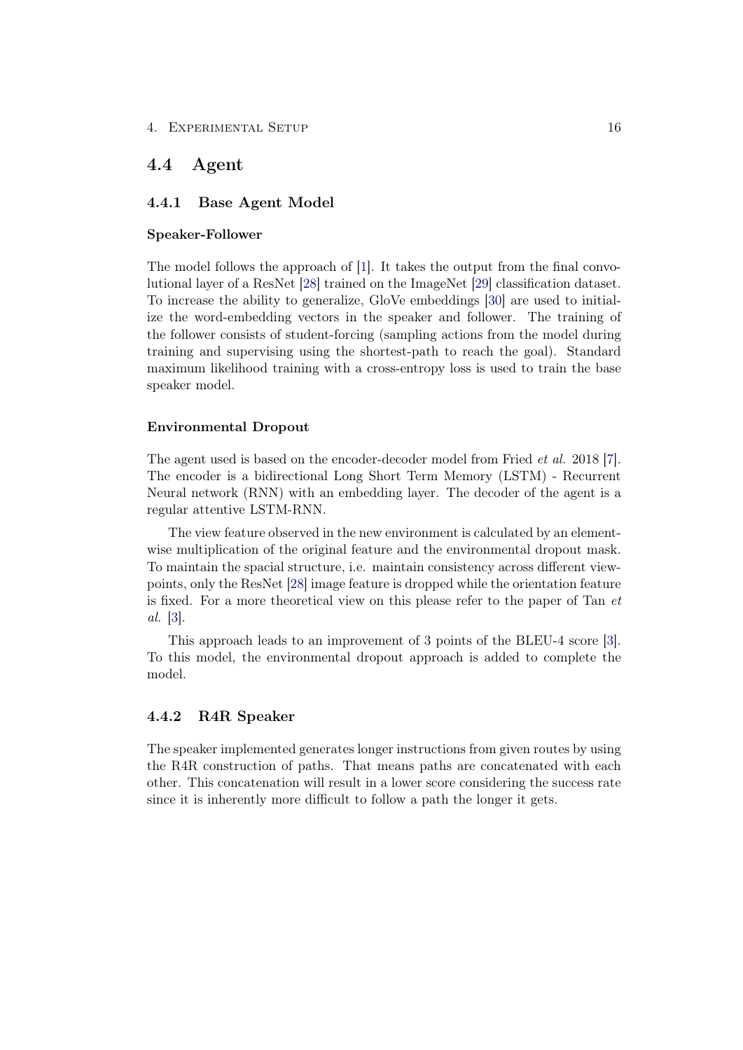## 4.4 Agent

### 4.4.1 Base Agent Model

**Speaker-Follower**

The model follows the approach of [1]. It takes the output from the final convolutional layer of a ResNet [28] trained on the ImageNet [29] classification dataset. To increase the ability to generalize, GloVe embeddings [30] are used to initialize the word-embedding vectors in the speaker and follower. The training of the follower consists of student-forcing (sampling actions from the model during training and supervising using the shortest-path to reach the goal). Standard maximum likelihood training with a cross-entropy loss is used to train the base speaker model.

**Environmental Dropout**

The agent used is based on the encoder-decoder model from Fried *et al.* 2018 [7]. The encoder is a bidirectional Long Short Term Memory (LSTM) - Recurrent Neural network (RNN) with an embedding layer. The decoder of the agent is a regular attentive LSTM-RNN.

The view feature observed in the new environment is calculated by an element-wise multiplication of the original feature and the environmental dropout mask. To maintain the spacial structure, i.e. maintain consistency across different viewpoints, only the ResNet [28] image feature is dropped while the orientation feature is fixed. For a more theoretical view on this please refer to the paper of Tan *et al.* [3].

This approach leads to an improvement of 3 points of the BLEU-4 score [3]. To this model, the environmental dropout approach is added to complete the model.

### 4.4.2 R4R Speaker

The speaker implemented generates longer instructions from given routes by using the R4R construction of paths. That means paths are concatenated with each other. This concatenation will result in a lower score considering the success rate since it is inherently more difficult to follow a path the longer it gets.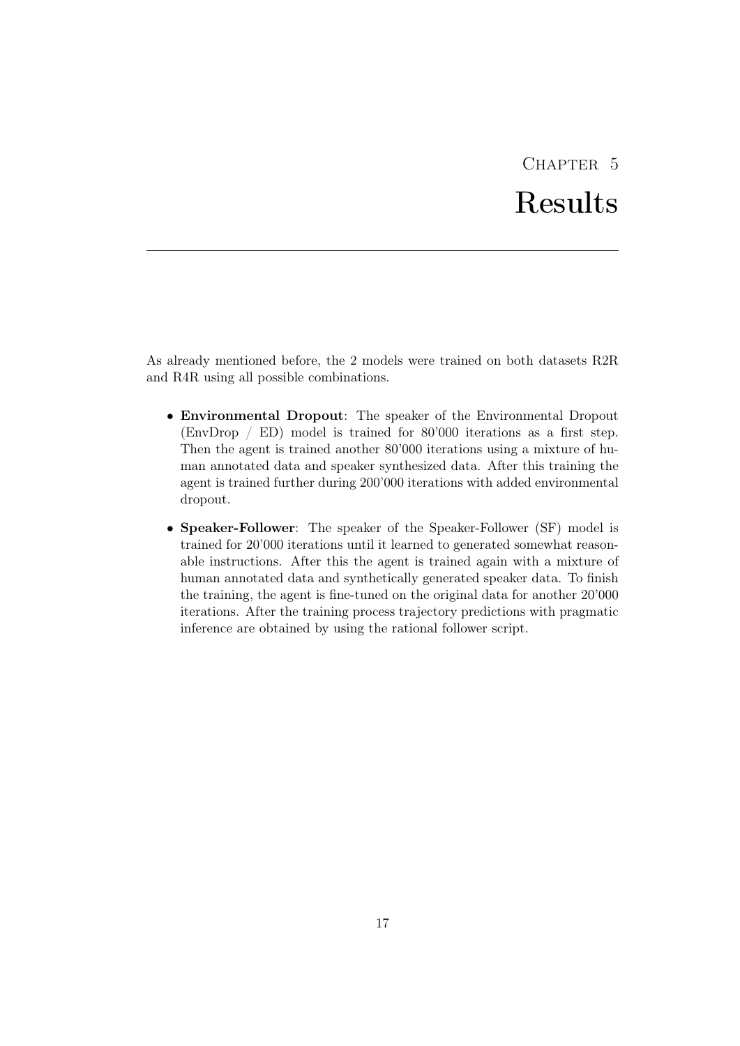# Chapter 5
# Results

As already mentioned before, the 2 models were trained on both datasets R2R and R4R using all possible combinations.

- **Environmental Dropout**: The speaker of the Environmental Dropout (EnvDrop / ED) model is trained for 80'000 iterations as a first step. Then the agent is trained another 80'000 iterations using a mixture of human annotated data and speaker synthesized data. After this training the agent is trained further during 200'000 iterations with added environmental dropout.
- **Speaker-Follower**: The speaker of the Speaker-Follower (SF) model is trained for 20'000 iterations until it learned to generated somewhat reasonable instructions. After this the agent is trained again with a mixture of human annotated data and synthetically generated speaker data. To finish the training, the agent is fine-tuned on the original data for another 20'000 iterations. After the training process trajectory predictions with pragmatic inference are obtained by using the rational follower script.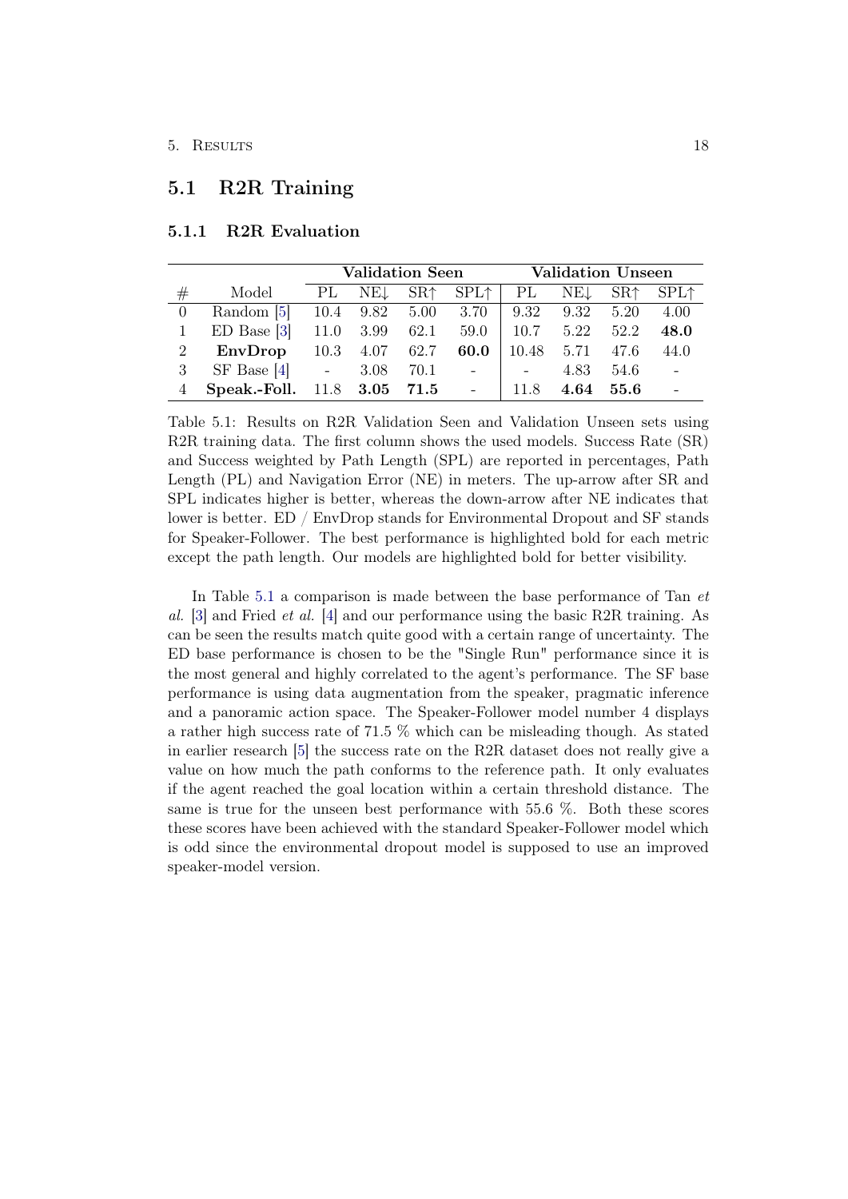## 5.1 R2R Training

### 5.1.1 R2R Evaluation

| | | Validation Seen | | | | Validation Unseen | | | |
|---|---|---|---|---|---|---|---|---|---|
| # | Model | PL | NE↓ | SR↑ | SPL↑ | PL | NE↓ | SR↑ | SPL↑ |
| 0 | Random [5] | 10.4 | 9.82 | 5.00 | 3.70 | 9.32 | 9.32 | 5.20 | 4.00 |
| 1 | ED Base [3] | 11.0 | 3.99 | 62.1 | 59.0 | 10.7 | 5.22 | 52.2 | **48.0** |
| 2 | **EnvDrop** | 10.3 | 4.07 | 62.7 | **60.0** | 10.48 | 5.71 | 47.6 | 44.0 |
| 3 | SF Base [4] | - | 3.08 | 70.1 | - | - | 4.83 | 54.6 | - |
| 4 | **Speak.-Foll.** | 11.8 | **3.05** | **71.5** | - | 11.8 | **4.64** | **55.6** | - |

Table 5.1: Results on R2R Validation Seen and Validation Unseen sets using R2R training data. The first column shows the used models. Success Rate (SR) and Success weighted by Path Length (SPL) are reported in percentages, Path Length (PL) and Navigation Error (NE) in meters. The up-arrow after SR and SPL indicates higher is better, whereas the down-arrow after NE indicates that lower is better. ED / EnvDrop stands for Environmental Dropout and SF stands for Speaker-Follower. The best performance is highlighted bold for each metric except the path length. Our models are highlighted bold for better visibility.

In Table 5.1 a comparison is made between the base performance of Tan *et al.* [3] and Fried *et al.* [4] and our performance using the basic R2R training. As can be seen the results match quite good with a certain range of uncertainty. The ED base performance is chosen to be the "Single Run" performance since it is the most general and highly correlated to the agent's performance. The SF base performance is using data augmentation from the speaker, pragmatic inference and a panoramic action space. The Speaker-Follower model number 4 displays a rather high success rate of 71.5 % which can be misleading though. As stated in earlier research [5] the success rate on the R2R dataset does not really give a value on how much the path conforms to the reference path. It only evaluates if the agent reached the goal location within a certain threshold distance. The same is true for the unseen best performance with 55.6 %. Both these scores these scores have been achieved with the standard Speaker-Follower model which is odd since the environmental dropout model is supposed to use an improved speaker-model version.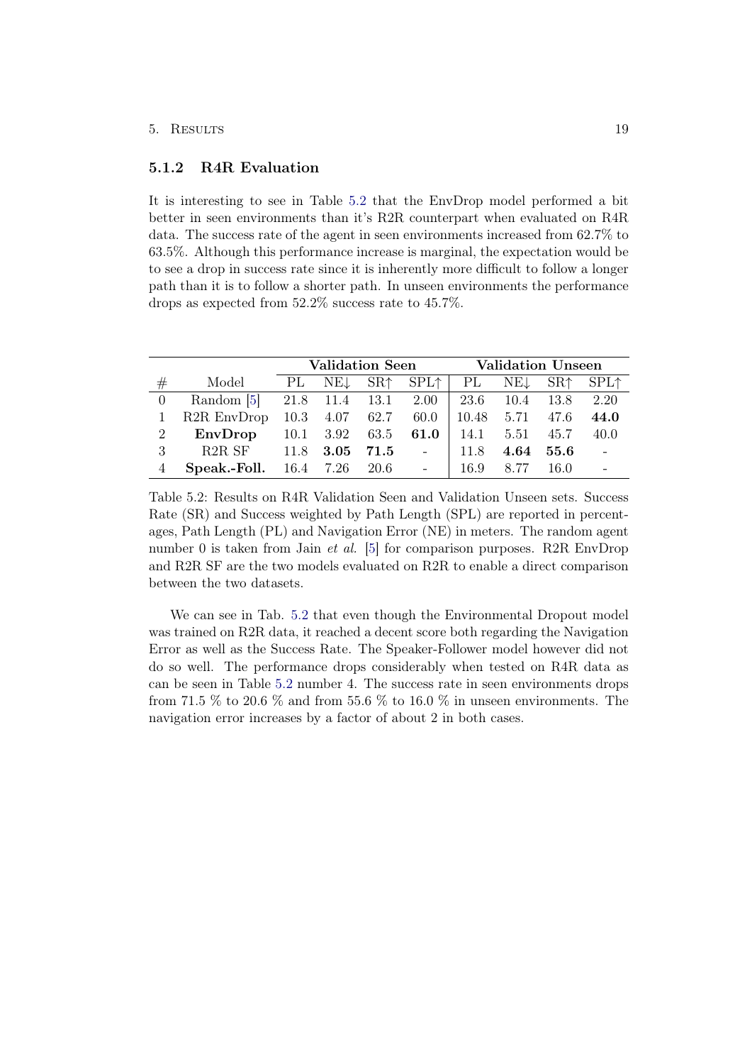### 5.1.2 R4R Evaluation

It is interesting to see in Table 5.2 that the EnvDrop model performed a bit better in seen environments than it's R2R counterpart when evaluated on R4R data. The success rate of the agent in seen environments increased from 62.7% to 63.5%. Although this performance increase is marginal, the expectation would be to see a drop in success rate since it is inherently more difficult to follow a longer path than it is to follow a shorter path. In unseen environments the performance drops as expected from 52.2% success rate to 45.7%.

| | | Validation Seen | | | | Validation Unseen | | | |
|---|---|---|---|---|---|---|---|---|---|
| # | Model | PL | NE↓ | SR↑ | SPL↑ | PL | NE↓ | SR↑ | SPL↑ |
| 0 | Random [5] | 21.8 | 11.4 | 13.1 | 2.00 | 23.6 | 10.4 | 13.8 | 2.20 |
| 1 | R2R EnvDrop | 10.3 | 4.07 | 62.7 | 60.0 | 10.48 | 5.71 | 47.6 | **44.0** |
| 2 | **EnvDrop** | 10.1 | 3.92 | 63.5 | **61.0** | 14.1 | 5.51 | 45.7 | 40.0 |
| 3 | R2R SF | 11.8 | **3.05** | **71.5** | - | 11.8 | **4.64** | **55.6** | - |
| 4 | **Speak.-Foll.** | 16.4 | 7.26 | 20.6 | - | 16.9 | 8.77 | 16.0 | - |

Table 5.2: Results on R4R Validation Seen and Validation Unseen sets. Success Rate (SR) and Success weighted by Path Length (SPL) are reported in percentages, Path Length (PL) and Navigation Error (NE) in meters. The random agent number 0 is taken from Jain *et al.* [5] for comparison purposes. R2R EnvDrop and R2R SF are the two models evaluated on R2R to enable a direct comparison between the two datasets.

We can see in Tab. 5.2 that even though the Environmental Dropout model was trained on R2R data, it reached a decent score both regarding the Navigation Error as well as the Success Rate. The Speaker-Follower model however did not do so well. The performance drops considerably when tested on R4R data as can be seen in Table 5.2 number 4. The success rate in seen environments drops from 71.5 % to 20.6 % and from 55.6 % to 16.0 % in unseen environments. The navigation error increases by a factor of about 2 in both cases.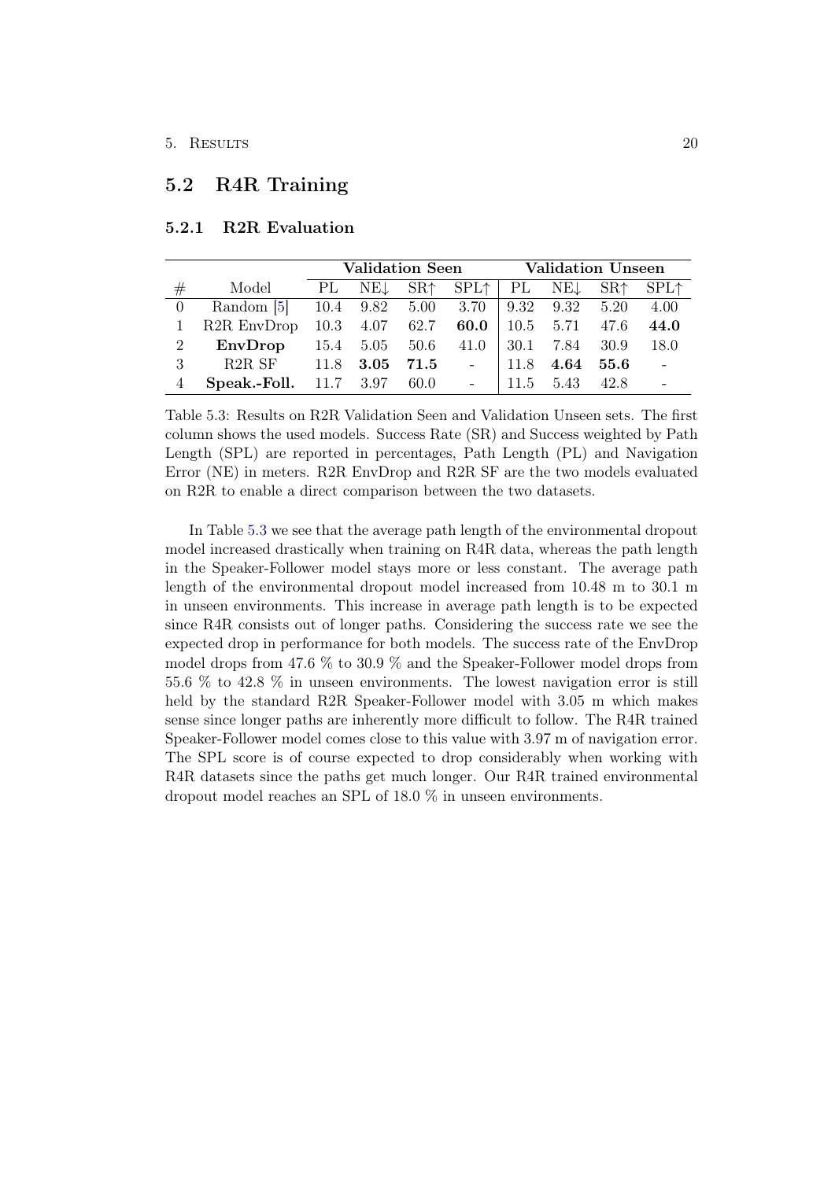## 5.2 R4R Training

### 5.2.1 R2R Evaluation

| | | Validation Seen | | | | Validation Unseen | | | |
|---|---|---|---|---|---|---|---|---|---|
| # | Model | PL | NE↓ | SR↑ | SPL↑ | PL | NE↓ | SR↑ | SPL↑ |
| 0 | Random [5] | 10.4 | 9.82 | 5.00 | 3.70 | 9.32 | 9.32 | 5.20 | 4.00 |
| 1 | R2R EnvDrop | 10.3 | 4.07 | 62.7 | **60.0** | 10.5 | 5.71 | 47.6 | **44.0** |
| 2 | **EnvDrop** | 15.4 | 5.05 | 50.6 | 41.0 | 30.1 | 7.84 | 30.9 | 18.0 |
| 3 | R2R SF | 11.8 | **3.05** | **71.5** | - | 11.8 | **4.64** | **55.6** | - |
| 4 | **Speak.-Foll.** | 11.7 | 3.97 | 60.0 | - | 11.5 | 5.43 | 42.8 | - |

Table 5.3: Results on R2R Validation Seen and Validation Unseen sets. The first column shows the used models. Success Rate (SR) and Success weighted by Path Length (SPL) are reported in percentages, Path Length (PL) and Navigation Error (NE) in meters. R2R EnvDrop and R2R SF are the two models evaluated on R2R to enable a direct comparison between the two datasets.

In Table 5.3 we see that the average path length of the environmental dropout model increased drastically when training on R4R data, whereas the path length in the Speaker-Follower model stays more or less constant. The average path length of the environmental dropout model increased from 10.48 m to 30.1 m in unseen environments. This increase in average path length is to be expected since R4R consists out of longer paths. Considering the success rate we see the expected drop in performance for both models. The success rate of the EnvDrop model drops from 47.6 % to 30.9 % and the Speaker-Follower model drops from 55.6 % to 42.8 % in unseen environments. The lowest navigation error is still held by the standard R2R Speaker-Follower model with 3.05 m which makes sense since longer paths are inherently more difficult to follow. The R4R trained Speaker-Follower model comes close to this value with 3.97 m of navigation error. The SPL score is of course expected to drop considerably when working with R4R datasets since the paths get much longer. Our R4R trained environmental dropout model reaches an SPL of 18.0 % in unseen environments.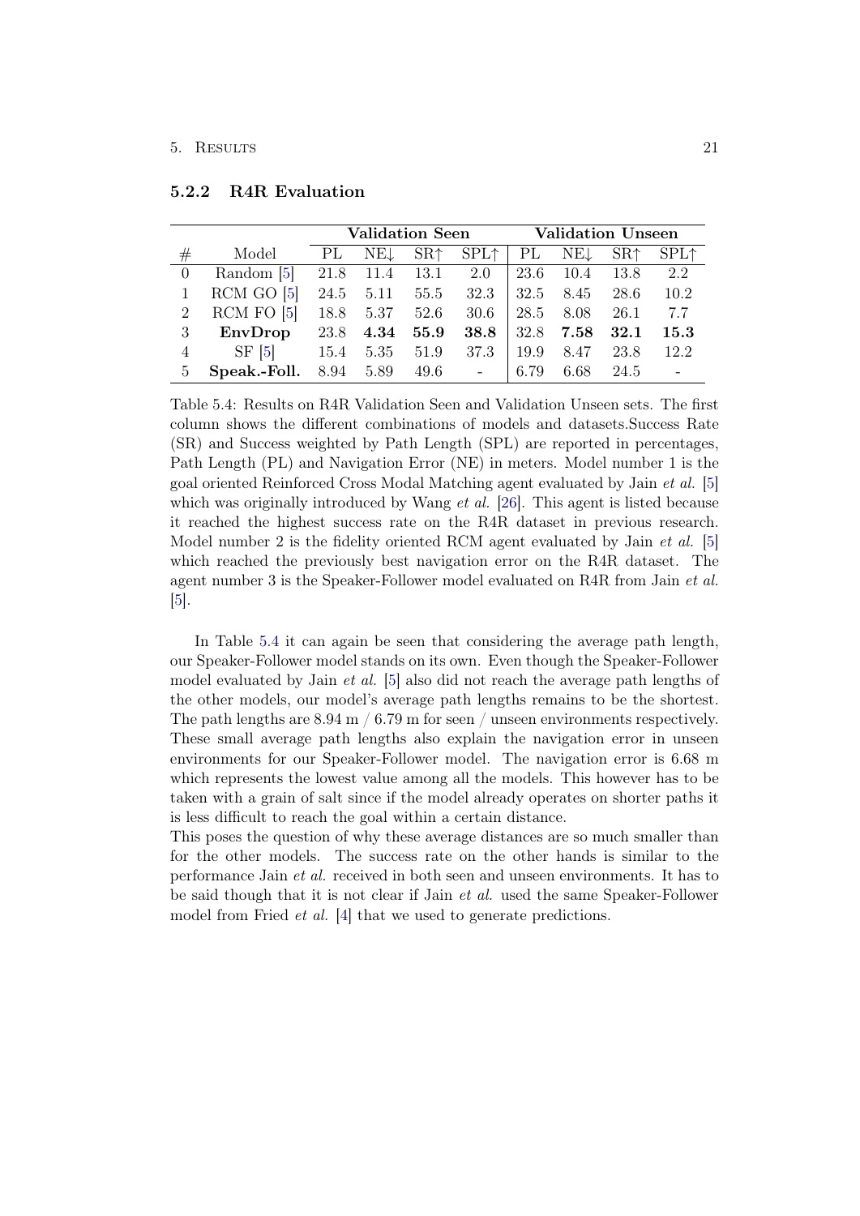### 5.2.2 R4R Evaluation

| | | Validation Seen | | | | Validation Unseen | | | |
|---|---|---|---|---|---|---|---|---|---|
| # | Model | PL | NE↓ | SR↑ | SPL↑ | PL | NE↓ | SR↑ | SPL↑ |
| 0 | Random [5] | 21.8 | 11.4 | 13.1 | 2.0 | 23.6 | 10.4 | 13.8 | 2.2 |
| 1 | RCM GO [5] | 24.5 | 5.11 | 55.5 | 32.3 | 32.5 | 8.45 | 28.6 | 10.2 |
| 2 | RCM FO [5] | 18.8 | 5.37 | 52.6 | 30.6 | 28.5 | 8.08 | 26.1 | 7.7 |
| 3 | **EnvDrop** | 23.8 | **4.34** | **55.9** | **38.8** | 32.8 | **7.58** | **32.1** | **15.3** |
| 4 | SF [5] | 15.4 | 5.35 | 51.9 | 37.3 | 19.9 | 8.47 | 23.8 | 12.2 |
| 5 | **Speak.-Foll.** | 8.94 | 5.89 | 49.6 | - | 6.79 | 6.68 | 24.5 | - |

Table 5.4: Results on R4R Validation Seen and Validation Unseen sets. The first column shows the different combinations of models and datasets.Success Rate (SR) and Success weighted by Path Length (SPL) are reported in percentages, Path Length (PL) and Navigation Error (NE) in meters. Model number 1 is the goal oriented Reinforced Cross Modal Matching agent evaluated by Jain *et al.* [5] which was originally introduced by Wang *et al.* [26]. This agent is listed because it reached the highest success rate on the R4R dataset in previous research. Model number 2 is the fidelity oriented RCM agent evaluated by Jain *et al.* [5] which reached the previously best navigation error on the R4R dataset. The agent number 3 is the Speaker-Follower model evaluated on R4R from Jain *et al.* [5].

In Table 5.4 it can again be seen that considering the average path length, our Speaker-Follower model stands on its own. Even though the Speaker-Follower model evaluated by Jain *et al.* [5] also did not reach the average path lengths of the other models, our model's average path lengths remains to be the shortest. The path lengths are 8.94 m / 6.79 m for seen / unseen environments respectively. These small average path lengths also explain the navigation error in unseen environments for our Speaker-Follower model. The navigation error is 6.68 m which represents the lowest value among all the models. This however has to be taken with a grain of salt since if the model already operates on shorter paths it is less difficult to reach the goal within a certain distance.
This poses the question of why these average distances are so much smaller than for the other models. The success rate on the other hands is similar to the performance Jain *et al.* received in both seen and unseen environments. It has to be said though that it is not clear if Jain *et al.* used the same Speaker-Follower model from Fried *et al.* [4] that we used to generate predictions.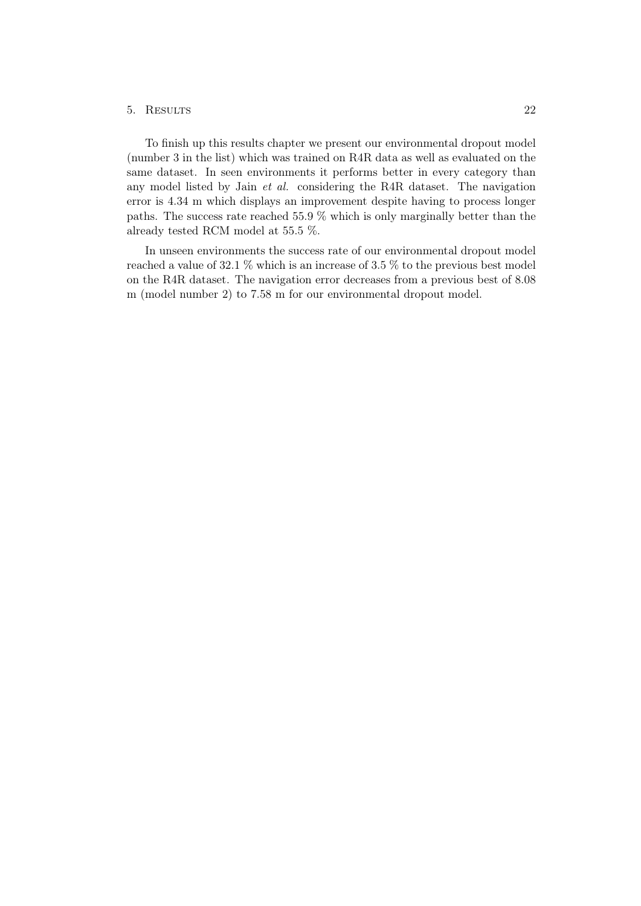To finish up this results chapter we present our environmental dropout model (number 3 in the list) which was trained on R4R data as well as evaluated on the same dataset. In seen environments it performs better in every category than any model listed by Jain *et al.* considering the R4R dataset. The navigation error is 4.34 m which displays an improvement despite having to process longer paths. The success rate reached 55.9 % which is only marginally better than the already tested RCM model at 55.5 %.

In unseen environments the success rate of our environmental dropout model reached a value of 32.1 % which is an increase of 3.5 % to the previous best model on the R4R dataset. The navigation error decreases from a previous best of 8.08 m (model number 2) to 7.58 m for our environmental dropout model.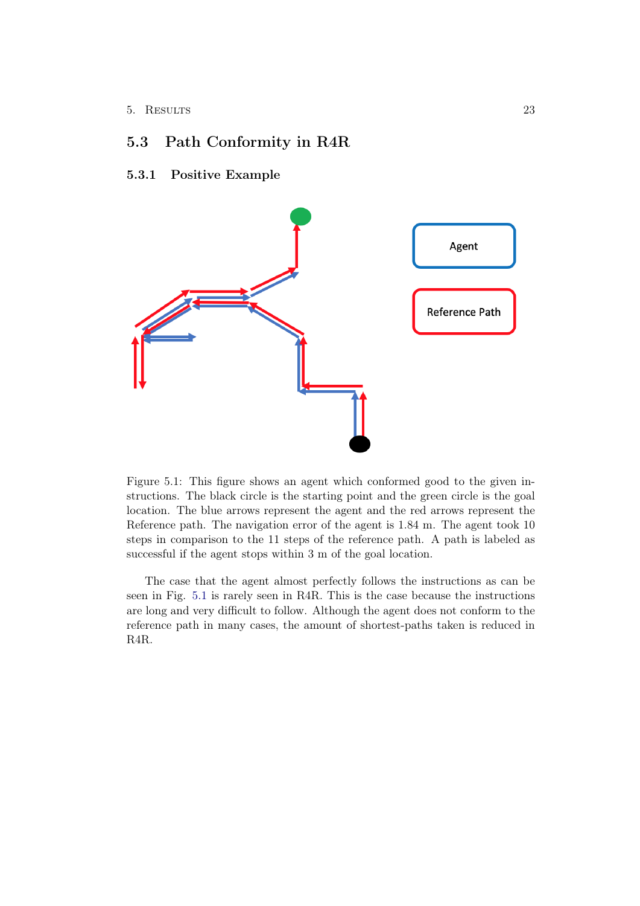## 5.3 Path Conformity in R4R

### 5.3.1 Positive Example

Agent

Reference Path

Figure 5.1: This figure shows an agent which conformed good to the given instructions. The black circle is the starting point and the green circle is the goal location. The blue arrows represent the agent and the red arrows represent the Reference path. The navigation error of the agent is 1.84 m. The agent took 10 steps in comparison to the 11 steps of the reference path. A path is labeled as successful if the agent stops within 3 m of the goal location.

The case that the agent almost perfectly follows the instructions as can be seen in Fig. 5.1 is rarely seen in R4R. This is the case because the instructions are long and very difficult to follow. Although the agent does not conform to the reference path in many cases, the amount of shortest-paths taken is reduced in R4R.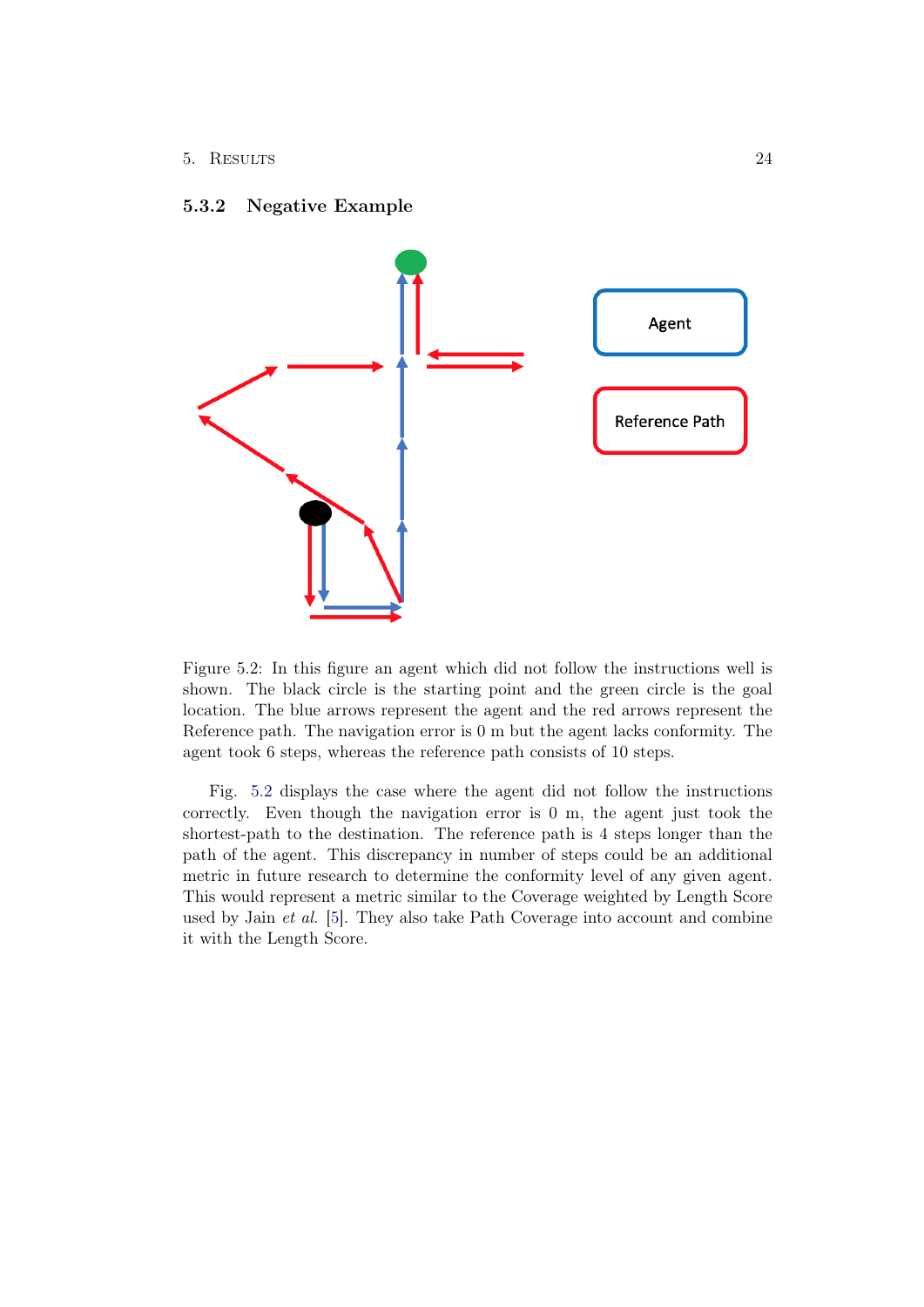### 5.3.2 Negative Example

Figure 5.2: In this figure an agent which did not follow the instructions well is shown. The black circle is the starting point and the green circle is the goal location. The blue arrows represent the agent and the red arrows represent the Reference path. The navigation error is 0 m but the agent lacks conformity. The agent took 6 steps, whereas the reference path consists of 10 steps.

Fig. 5.2 displays the case where the agent did not follow the instructions correctly. Even though the navigation error is 0 m, the agent just took the shortest-path to the destination. The reference path is 4 steps longer than the path of the agent. This discrepancy in number of steps could be an additional metric in future research to determine the conformity level of any given agent. This would represent a metric similar to the Coverage weighted by Length Score used by Jain *et al.* [5]. They also take Path Coverage into account and combine it with the Length Score.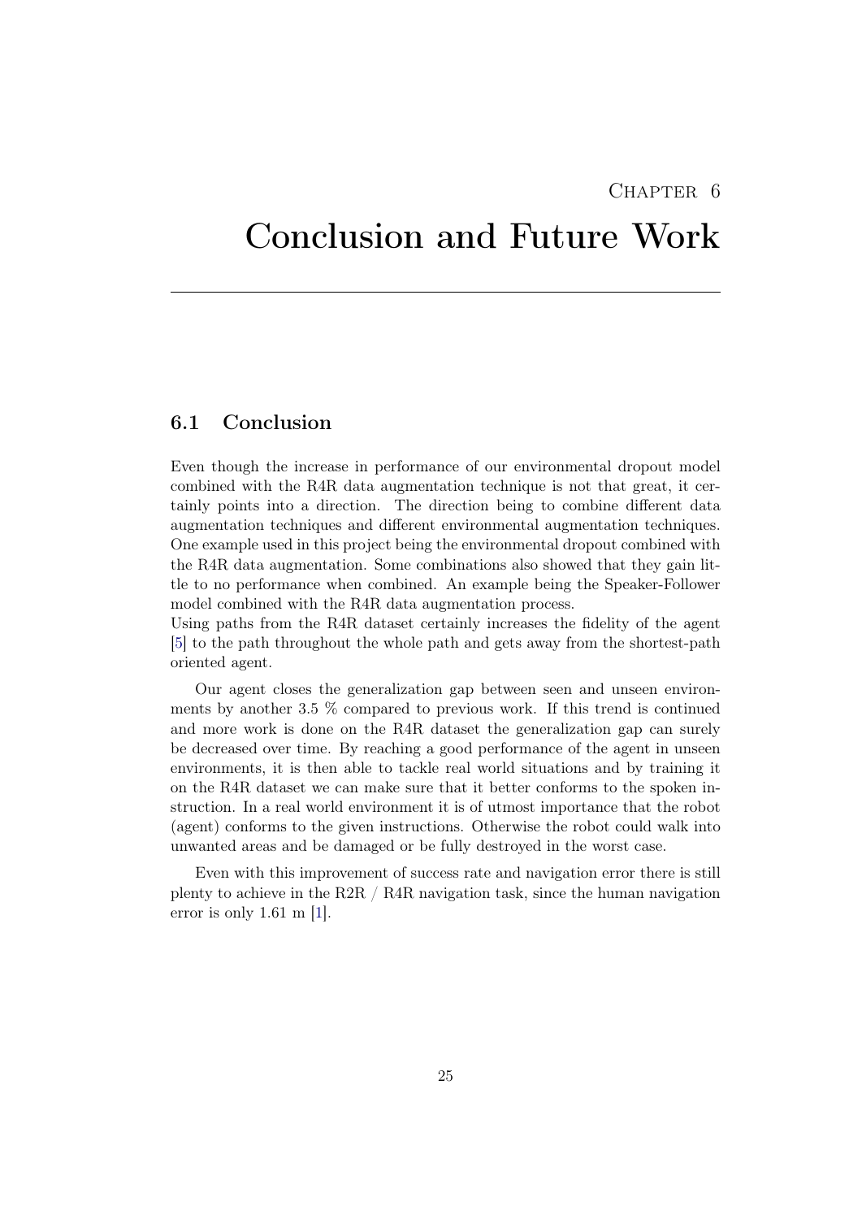# Chapter 6

# Conclusion and Future Work

## 6.1 Conclusion

Even though the increase in performance of our environmental dropout model combined with the R4R data augmentation technique is not that great, it certainly points into a direction. The direction being to combine different data augmentation techniques and different environmental augmentation techniques. One example used in this project being the environmental dropout combined with the R4R data augmentation. Some combinations also showed that they gain little to no performance when combined. An example being the Speaker-Follower model combined with the R4R data augmentation process.
Using paths from the R4R dataset certainly increases the fidelity of the agent [5] to the path throughout the whole path and gets away from the shortest-path oriented agent.

Our agent closes the generalization gap between seen and unseen environments by another 3.5 % compared to previous work. If this trend is continued and more work is done on the R4R dataset the generalization gap can surely be decreased over time. By reaching a good performance of the agent in unseen environments, it is then able to tackle real world situations and by training it on the R4R dataset we can make sure that it better conforms to the spoken instruction. In a real world environment it is of utmost importance that the robot (agent) conforms to the given instructions. Otherwise the robot could walk into unwanted areas and be damaged or be fully destroyed in the worst case.

Even with this improvement of success rate and navigation error there is still plenty to achieve in the R2R / R4R navigation task, since the human navigation error is only 1.61 m [1].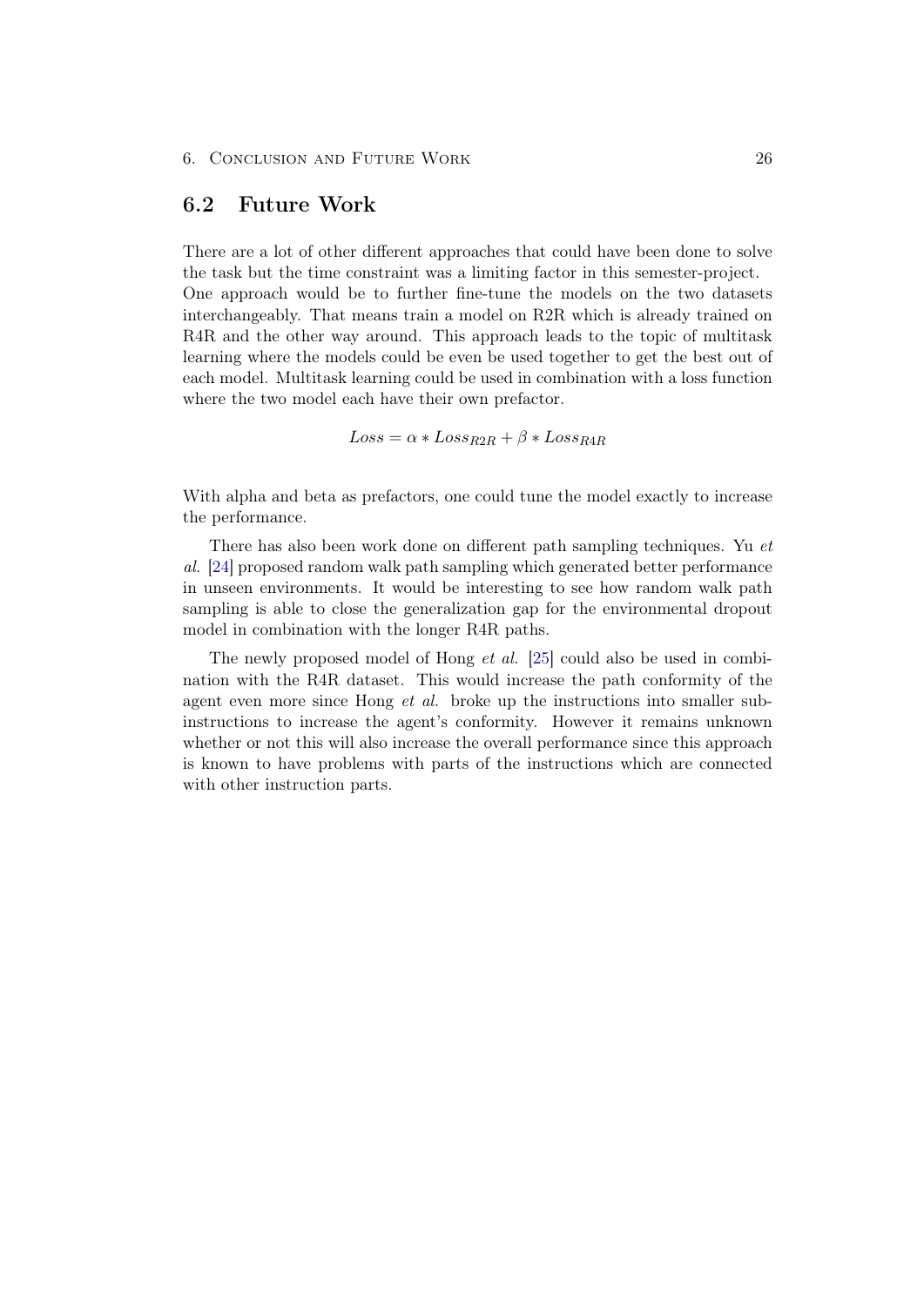## 6.2 Future Work

There are a lot of other different approaches that could have been done to solve the task but the time constraint was a limiting factor in this semester-project.
One approach would be to further fine-tune the models on the two datasets interchangeably. That means train a model on R2R which is already trained on R4R and the other way around. This approach leads to the topic of multitask learning where the models could be even be used together to get the best out of each model. Multitask learning could be used in combination with a loss function where the two model each have their own prefactor.

$$Loss = \alpha * Loss_{R2R} + \beta * Loss_{R4R}$$

With alpha and beta as prefactors, one could tune the model exactly to increase the performance.

There has also been work done on different path sampling techniques. Yu *et al.* [24] proposed random walk path sampling which generated better performance in unseen environments. It would be interesting to see how random walk path sampling is able to close the generalization gap for the environmental dropout model in combination with the longer R4R paths.

The newly proposed model of Hong *et al.* [25] could also be used in combination with the R4R dataset. This would increase the path conformity of the agent even more since Hong *et al.* broke up the instructions into smaller sub-instructions to increase the agent's conformity. However it remains unknown whether or not this will also increase the overall performance since this approach is known to have problems with parts of the instructions which are connected with other instruction parts.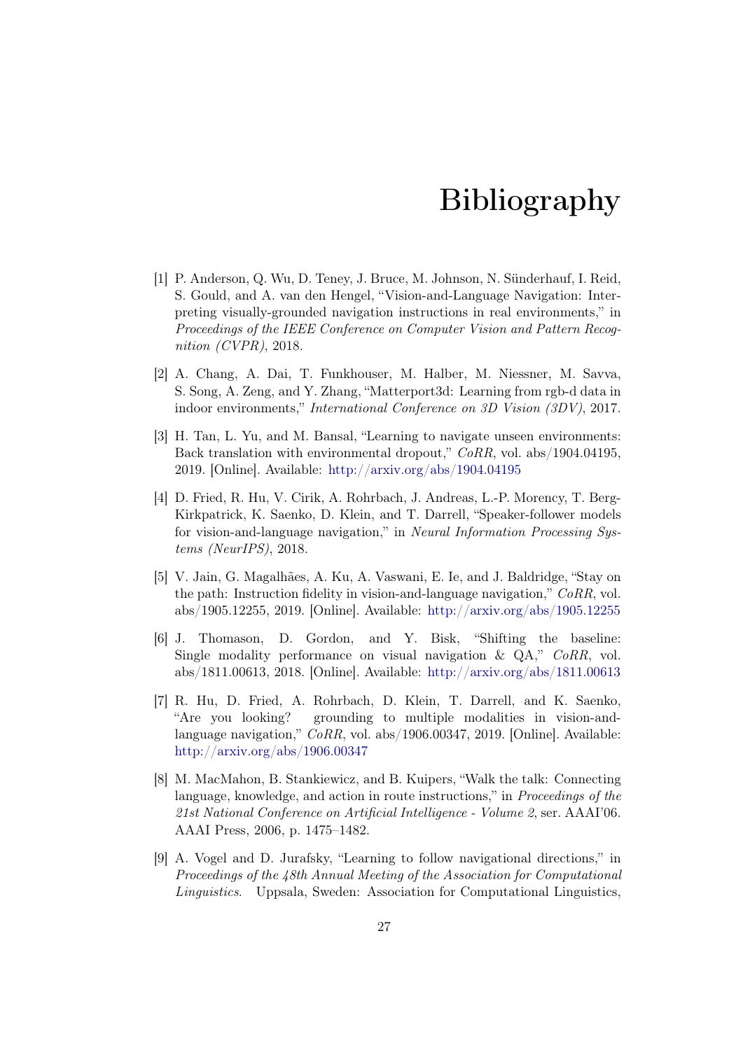# Bibliography

[1] P. Anderson, Q. Wu, D. Teney, J. Bruce, M. Johnson, N. Sünderhauf, I. Reid, S. Gould, and A. van den Hengel, "Vision-and-Language Navigation: Interpreting visually-grounded navigation instructions in real environments," in *Proceedings of the IEEE Conference on Computer Vision and Pattern Recognition (CVPR)*, 2018.

[2] A. Chang, A. Dai, T. Funkhouser, M. Halber, M. Niessner, M. Savva, S. Song, A. Zeng, and Y. Zhang, "Matterport3d: Learning from rgb-d data in indoor environments," *International Conference on 3D Vision (3DV)*, 2017.

[3] H. Tan, L. Yu, and M. Bansal, "Learning to navigate unseen environments: Back translation with environmental dropout," *CoRR*, vol. abs/1904.04195, 2019. [Online]. Available: http://arxiv.org/abs/1904.04195

[4] D. Fried, R. Hu, V. Cirik, A. Rohrbach, J. Andreas, L.-P. Morency, T. Berg-Kirkpatrick, K. Saenko, D. Klein, and T. Darrell, "Speaker-follower models for vision-and-language navigation," in *Neural Information Processing Systems (NeurIPS)*, 2018.

[5] V. Jain, G. Magalhães, A. Ku, A. Vaswani, E. Ie, and J. Baldridge, "Stay on the path: Instruction fidelity in vision-and-language navigation," *CoRR*, vol. abs/1905.12255, 2019. [Online]. Available: http://arxiv.org/abs/1905.12255

[6] J. Thomason, D. Gordon, and Y. Bisk, "Shifting the baseline: Single modality performance on visual navigation & QA," *CoRR*, vol. abs/1811.00613, 2018. [Online]. Available: http://arxiv.org/abs/1811.00613

[7] R. Hu, D. Fried, A. Rohrbach, D. Klein, T. Darrell, and K. Saenko, "Are you looking? grounding to multiple modalities in vision-and-language navigation," *CoRR*, vol. abs/1906.00347, 2019. [Online]. Available: http://arxiv.org/abs/1906.00347

[8] M. MacMahon, B. Stankiewicz, and B. Kuipers, "Walk the talk: Connecting language, knowledge, and action in route instructions," in *Proceedings of the 21st National Conference on Artificial Intelligence - Volume 2*, ser. AAAI'06. AAAI Press, 2006, p. 1475–1482.

[9] A. Vogel and D. Jurafsky, "Learning to follow navigational directions," in *Proceedings of the 48th Annual Meeting of the Association for Computational Linguistics*. Uppsala, Sweden: Association for Computational Linguistics,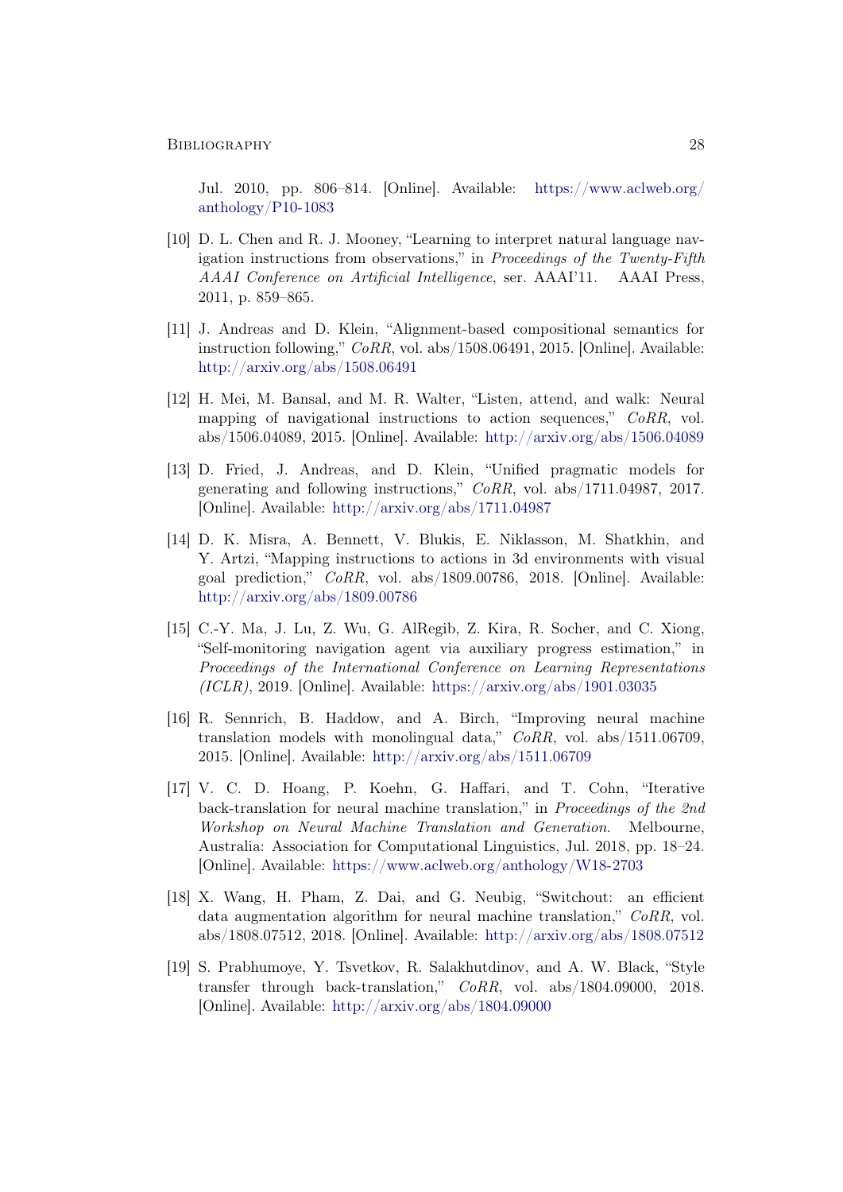Jul. 2010, pp. 806–814. [Online]. Available: https://www.aclweb.org/anthology/P10-1083

[10] D. L. Chen and R. J. Mooney, "Learning to interpret natural language navigation instructions from observations," in *Proceedings of the Twenty-Fifth AAAI Conference on Artificial Intelligence*, ser. AAAI'11. AAAI Press, 2011, p. 859–865.

[11] J. Andreas and D. Klein, "Alignment-based compositional semantics for instruction following," *CoRR*, vol. abs/1508.06491, 2015. [Online]. Available: http://arxiv.org/abs/1508.06491

[12] H. Mei, M. Bansal, and M. R. Walter, "Listen, attend, and walk: Neural mapping of navigational instructions to action sequences," *CoRR*, vol. abs/1506.04089, 2015. [Online]. Available: http://arxiv.org/abs/1506.04089

[13] D. Fried, J. Andreas, and D. Klein, "Unified pragmatic models for generating and following instructions," *CoRR*, vol. abs/1711.04987, 2017. [Online]. Available: http://arxiv.org/abs/1711.04987

[14] D. K. Misra, A. Bennett, V. Blukis, E. Niklasson, M. Shatkhin, and Y. Artzi, "Mapping instructions to actions in 3d environments with visual goal prediction," *CoRR*, vol. abs/1809.00786, 2018. [Online]. Available: http://arxiv.org/abs/1809.00786

[15] C.-Y. Ma, J. Lu, Z. Wu, G. AlRegib, Z. Kira, R. Socher, and C. Xiong, "Self-monitoring navigation agent via auxiliary progress estimation," in *Proceedings of the International Conference on Learning Representations (ICLR)*, 2019. [Online]. Available: https://arxiv.org/abs/1901.03035

[16] R. Sennrich, B. Haddow, and A. Birch, "Improving neural machine translation models with monolingual data," *CoRR*, vol. abs/1511.06709, 2015. [Online]. Available: http://arxiv.org/abs/1511.06709

[17] V. C. D. Hoang, P. Koehn, G. Haffari, and T. Cohn, "Iterative back-translation for neural machine translation," in *Proceedings of the 2nd Workshop on Neural Machine Translation and Generation*. Melbourne, Australia: Association for Computational Linguistics, Jul. 2018, pp. 18–24. [Online]. Available: https://www.aclweb.org/anthology/W18-2703

[18] X. Wang, H. Pham, Z. Dai, and G. Neubig, "Switchout: an efficient data augmentation algorithm for neural machine translation," *CoRR*, vol. abs/1808.07512, 2018. [Online]. Available: http://arxiv.org/abs/1808.07512

[19] S. Prabhumoye, Y. Tsvetkov, R. Salakhutdinov, and A. W. Black, "Style transfer through back-translation," *CoRR*, vol. abs/1804.09000, 2018. [Online]. Available: http://arxiv.org/abs/1804.09000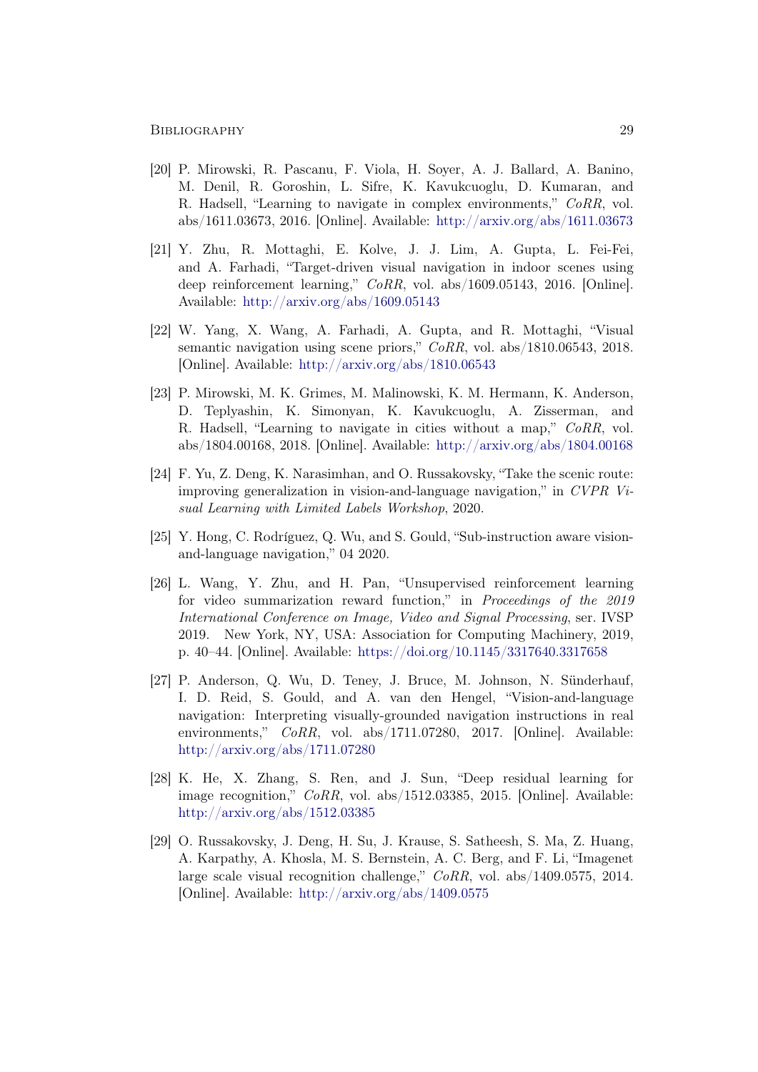[20] P. Mirowski, R. Pascanu, F. Viola, H. Soyer, A. J. Ballard, A. Banino, M. Denil, R. Goroshin, L. Sifre, K. Kavukcuoglu, D. Kumaran, and R. Hadsell, "Learning to navigate in complex environments," *CoRR*, vol. abs/1611.03673, 2016. [Online]. Available: http://arxiv.org/abs/1611.03673

[21] Y. Zhu, R. Mottaghi, E. Kolve, J. J. Lim, A. Gupta, L. Fei-Fei, and A. Farhadi, "Target-driven visual navigation in indoor scenes using deep reinforcement learning," *CoRR*, vol. abs/1609.05143, 2016. [Online]. Available: http://arxiv.org/abs/1609.05143

[22] W. Yang, X. Wang, A. Farhadi, A. Gupta, and R. Mottaghi, "Visual semantic navigation using scene priors," *CoRR*, vol. abs/1810.06543, 2018. [Online]. Available: http://arxiv.org/abs/1810.06543

[23] P. Mirowski, M. K. Grimes, M. Malinowski, K. M. Hermann, K. Anderson, D. Teplyashin, K. Simonyan, K. Kavukcuoglu, A. Zisserman, and R. Hadsell, "Learning to navigate in cities without a map," *CoRR*, vol. abs/1804.00168, 2018. [Online]. Available: http://arxiv.org/abs/1804.00168

[24] F. Yu, Z. Deng, K. Narasimhan, and O. Russakovsky, "Take the scenic route: improving generalization in vision-and-language navigation," in *CVPR Visual Learning with Limited Labels Workshop*, 2020.

[25] Y. Hong, C. Rodríguez, Q. Wu, and S. Gould, "Sub-instruction aware vision-and-language navigation," 04 2020.

[26] L. Wang, Y. Zhu, and H. Pan, "Unsupervised reinforcement learning for video summarization reward function," in *Proceedings of the 2019 International Conference on Image, Video and Signal Processing*, ser. IVSP 2019. New York, NY, USA: Association for Computing Machinery, 2019, p. 40–44. [Online]. Available: https://doi.org/10.1145/3317640.3317658

[27] P. Anderson, Q. Wu, D. Teney, J. Bruce, M. Johnson, N. Sünderhauf, I. D. Reid, S. Gould, and A. van den Hengel, "Vision-and-language navigation: Interpreting visually-grounded navigation instructions in real environments," *CoRR*, vol. abs/1711.07280, 2017. [Online]. Available: http://arxiv.org/abs/1711.07280

[28] K. He, X. Zhang, S. Ren, and J. Sun, "Deep residual learning for image recognition," *CoRR*, vol. abs/1512.03385, 2015. [Online]. Available: http://arxiv.org/abs/1512.03385

[29] O. Russakovsky, J. Deng, H. Su, J. Krause, S. Satheesh, S. Ma, Z. Huang, A. Karpathy, A. Khosla, M. S. Bernstein, A. C. Berg, and F. Li, "Imagenet large scale visual recognition challenge," *CoRR*, vol. abs/1409.0575, 2014. [Online]. Available: http://arxiv.org/abs/1409.0575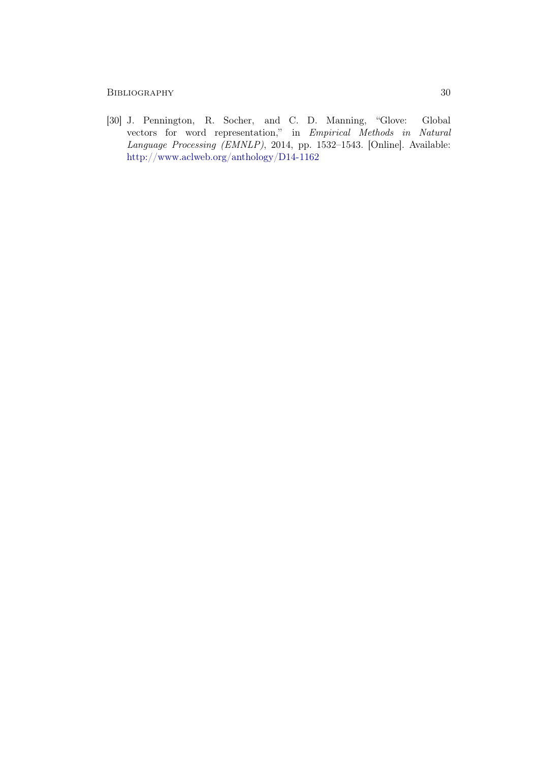[30] J. Pennington, R. Socher, and C. D. Manning, "Glove: Global vectors for word representation," in *Empirical Methods in Natural Language Processing (EMNLP)*, 2014, pp. 1532–1543. [Online]. Available: http://www.aclweb.org/anthology/D14-1162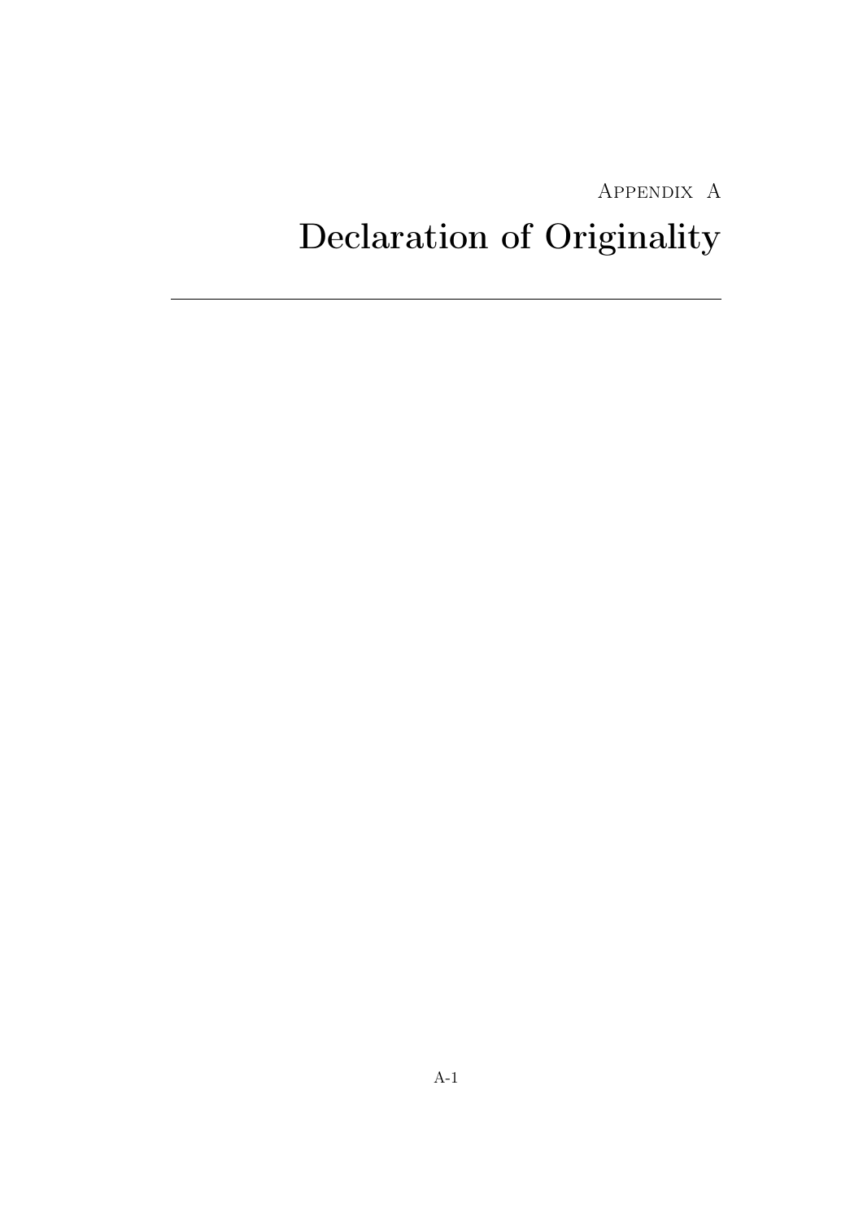Appendix A

# Declaration of Originality

---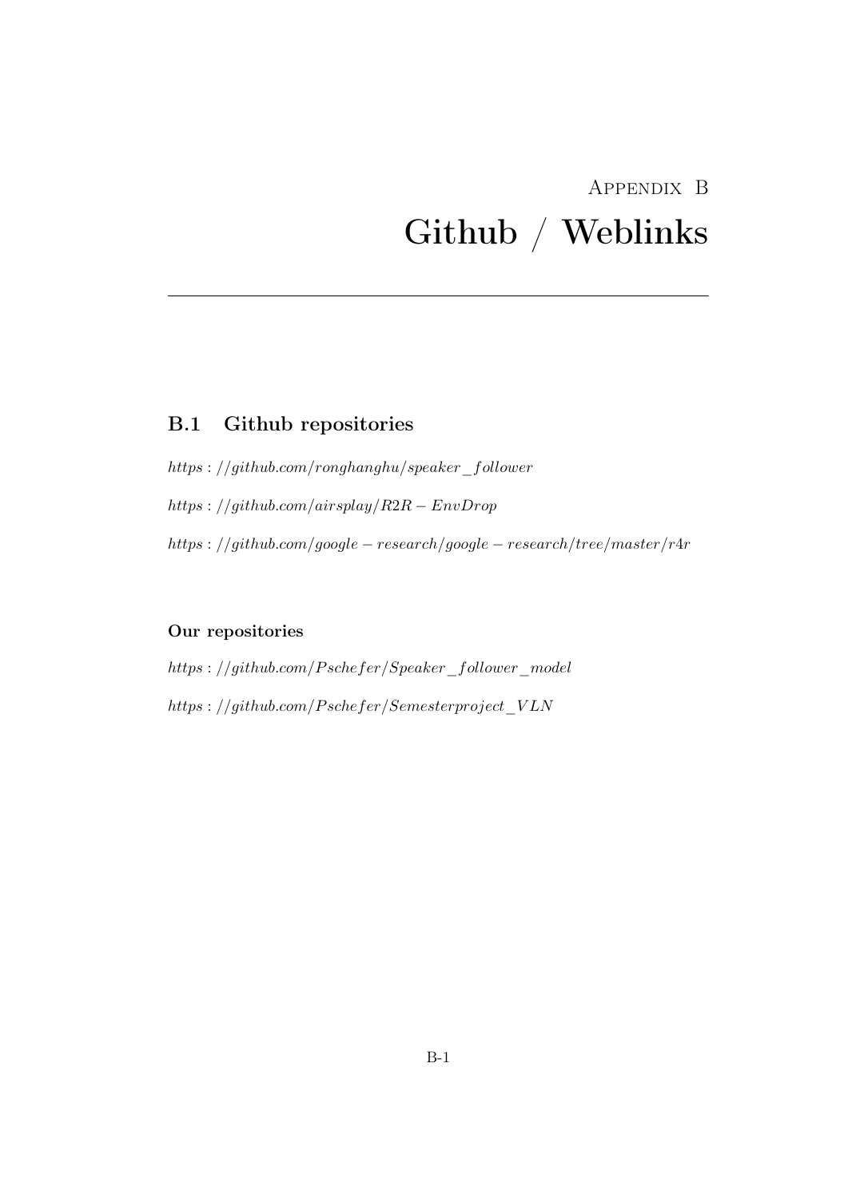# Appendix B
# Github / Weblinks

## B.1 Github repositories

*https://github.com/ronghanghu/speaker_follower*

*https://github.com/airsplay/R2R-EnvDrop*

*https://github.com/google-research/google-research/tree/master/r4r*

#### Our repositories

*https://github.com/Pschefer/Speaker_follower_model*

*https://github.com/Pschefer/Semesterproject_VLN*